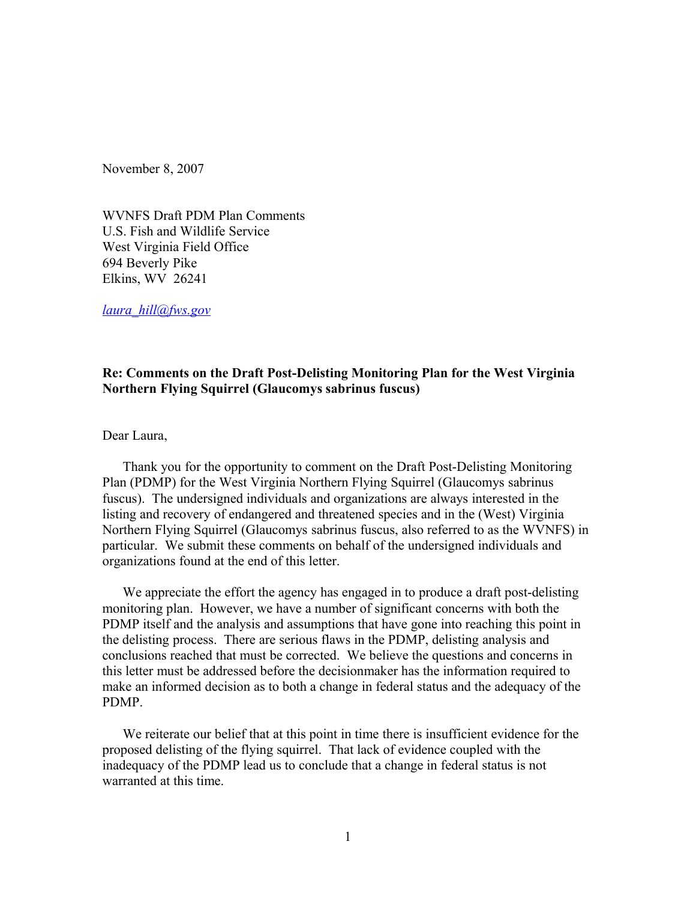November 8, 2007

WVNFS Draft PDM Plan Comments
U.S. Fish and Wildlife Service
West Virginia Field Office
694 Beverly Pike
Elkins, WV 26241

*laura_hill@fws.gov*

**Re: Comments on the Draft Post-Delisting Monitoring Plan for the West Virginia Northern Flying Squirrel (Glaucomys sabrinus fuscus)**

Dear Laura,

Thank you for the opportunity to comment on the Draft Post-Delisting Monitoring Plan (PDMP) for the West Virginia Northern Flying Squirrel (Glaucomys sabrinus fuscus). The undersigned individuals and organizations are always interested in the listing and recovery of endangered and threatened species and in the (West) Virginia Northern Flying Squirrel (Glaucomys sabrinus fuscus, also referred to as the WVNFS) in particular. We submit these comments on behalf of the undersigned individuals and organizations found at the end of this letter.

We appreciate the effort the agency has engaged in to produce a draft post-delisting monitoring plan. However, we have a number of significant concerns with both the PDMP itself and the analysis and assumptions that have gone into reaching this point in the delisting process. There are serious flaws in the PDMP, delisting analysis and conclusions reached that must be corrected. We believe the questions and concerns in this letter must be addressed before the decisionmaker has the information required to make an informed decision as to both a change in federal status and the adequacy of the PDMP.

We reiterate our belief that at this point in time there is insufficient evidence for the proposed delisting of the flying squirrel. That lack of evidence coupled with the inadequacy of the PDMP lead us to conclude that a change in federal status is not warranted at this time.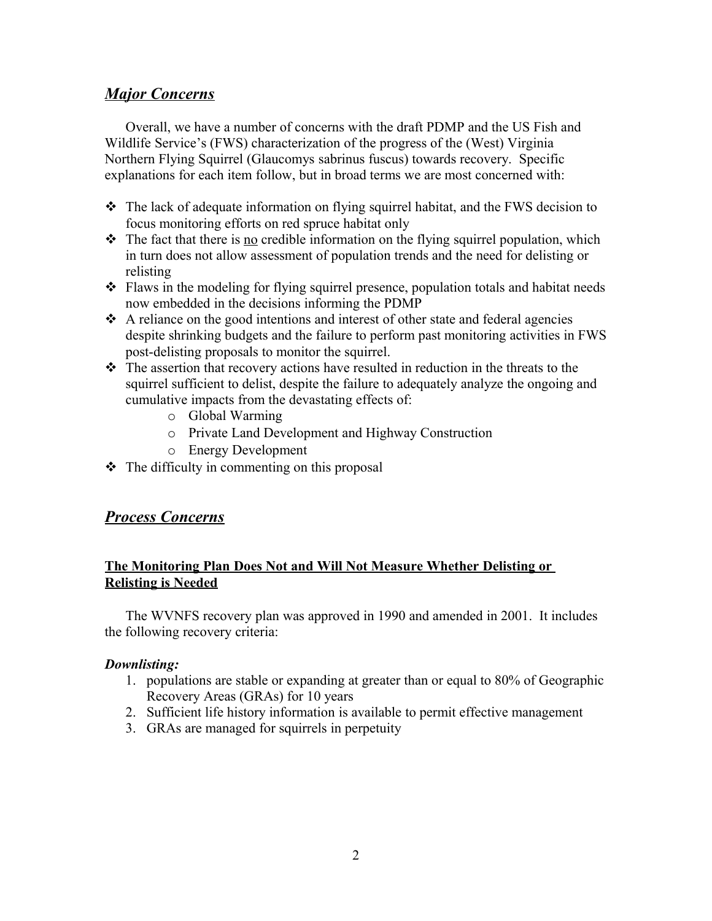## ***Major Concerns***

Overall, we have a number of concerns with the draft PDMP and the US Fish and Wildlife Service's (FWS) characterization of the progress of the (West) Virginia Northern Flying Squirrel (Glaucomys sabrinus fuscus) towards recovery. Specific explanations for each item follow, but in broad terms we are most concerned with:

- The lack of adequate information on flying squirrel habitat, and the FWS decision to focus monitoring efforts on red spruce habitat only
- The fact that there is <u>no</u> credible information on the flying squirrel population, which in turn does not allow assessment of population trends and the need for delisting or relisting
- Flaws in the modeling for flying squirrel presence, population totals and habitat needs now embedded in the decisions informing the PDMP
- A reliance on the good intentions and interest of other state and federal agencies despite shrinking budgets and the failure to perform past monitoring activities in FWS post-delisting proposals to monitor the squirrel.
- The assertion that recovery actions have resulted in reduction in the threats to the squirrel sufficient to delist, despite the failure to adequately analyze the ongoing and cumulative impacts from the devastating effects of:
    - Global Warming
    - Private Land Development and Highway Construction
    - Energy Development
- The difficulty in commenting on this proposal

## ***Process Concerns***

### <u>The Monitoring Plan Does Not and Will Not Measure Whether Delisting or Relisting is Needed</u>

The WVNFS recovery plan was approved in 1990 and amended in 2001. It includes the following recovery criteria:

***Downlisting:***

1. populations are stable or expanding at greater than or equal to 80% of Geographic Recovery Areas (GRAs) for 10 years
2. Sufficient life history information is available to permit effective management
3. GRAs are managed for squirrels in perpetuity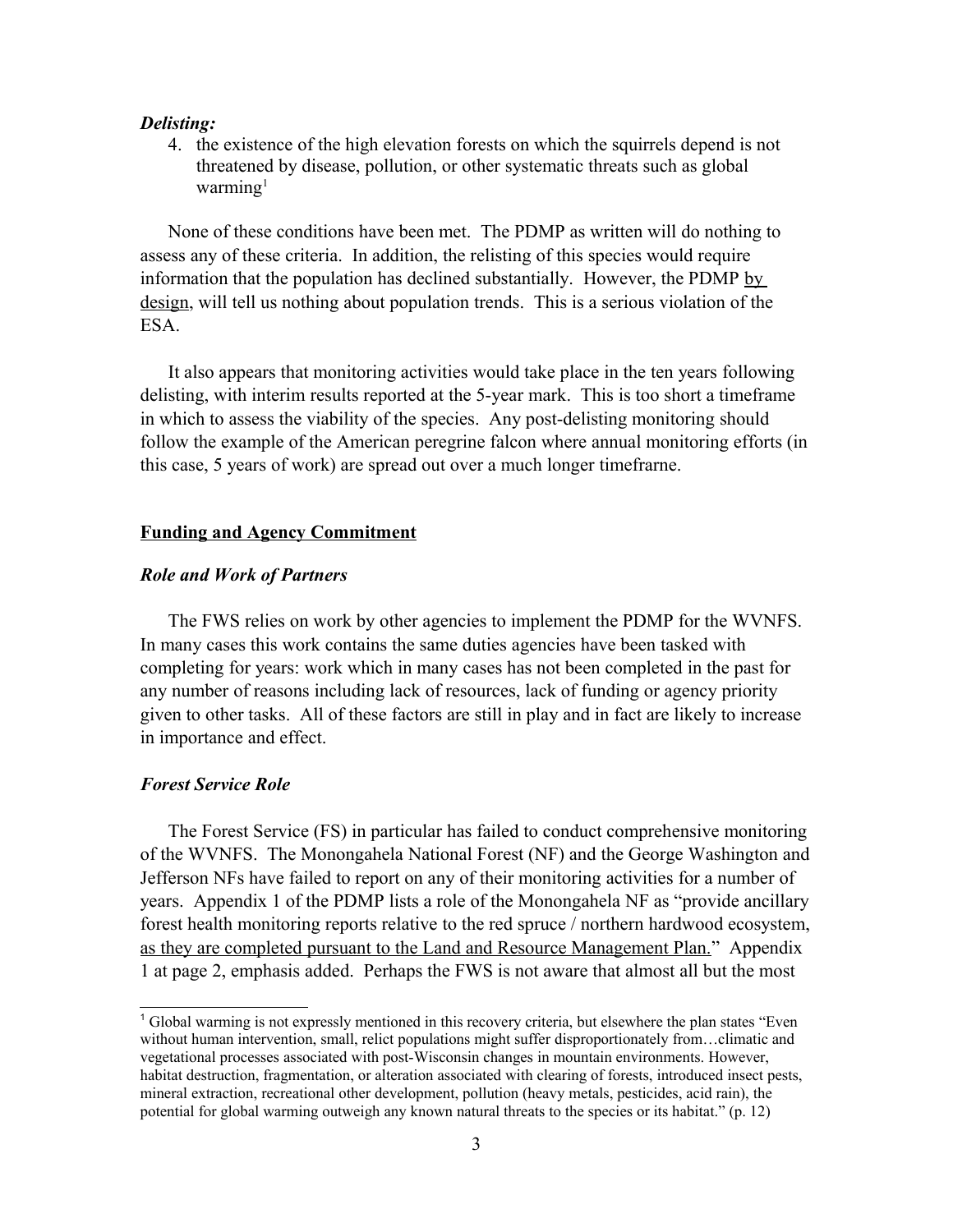***Delisting:***

4. the existence of the high elevation forests on which the squirrels depend is not threatened by disease, pollution, or other systematic threats such as global warming[1]

None of these conditions have been met. The PDMP as written will do nothing to assess any of these criteria. In addition, the relisting of this species would require information that the population has declined substantially. However, the PDMP <u>by design</u>, will tell us nothing about population trends. This is a serious violation of the ESA.

It also appears that monitoring activities would take place in the ten years following delisting, with interim results reported at the 5-year mark. This is too short a timeframe in which to assess the viability of the species. Any post-delisting monitoring should follow the example of the American peregrine falcon where annual monitoring efforts (in this case, 5 years of work) are spread out over a much longer timefrarne.

## <u>Funding and Agency Commitment</u>

### *Role and Work of Partners*

The FWS relies on work by other agencies to implement the PDMP for the WVNFS. In many cases this work contains the same duties agencies have been tasked with completing for years: work which in many cases has not been completed in the past for any number of reasons including lack of resources, lack of funding or agency priority given to other tasks. All of these factors are still in play and in fact are likely to increase in importance and effect.

### *Forest Service Role*

The Forest Service (FS) in particular has failed to conduct comprehensive monitoring of the WVNFS. The Monongahela National Forest (NF) and the George Washington and Jefferson NFs have failed to report on any of their monitoring activities for a number of years. Appendix 1 of the PDMP lists a role of the Monongahela NF as "provide ancillary forest health monitoring reports relative to the red spruce / northern hardwood ecosystem, <u>as they are completed pursuant to the Land and Resource Management Plan.</u>" Appendix 1 at page 2, emphasis added. Perhaps the FWS is not aware that almost all but the most

[1] Global warming is not expressly mentioned in this recovery criteria, but elsewhere the plan states "Even without human intervention, small, relict populations might suffer disproportionately from…climatic and vegetational processes associated with post-Wisconsin changes in mountain environments. However, habitat destruction, fragmentation, or alteration associated with clearing of forests, introduced insect pests, mineral extraction, recreational other development, pollution (heavy metals, pesticides, acid rain), the potential for global warming outweigh any known natural threats to the species or its habitat." (p. 12)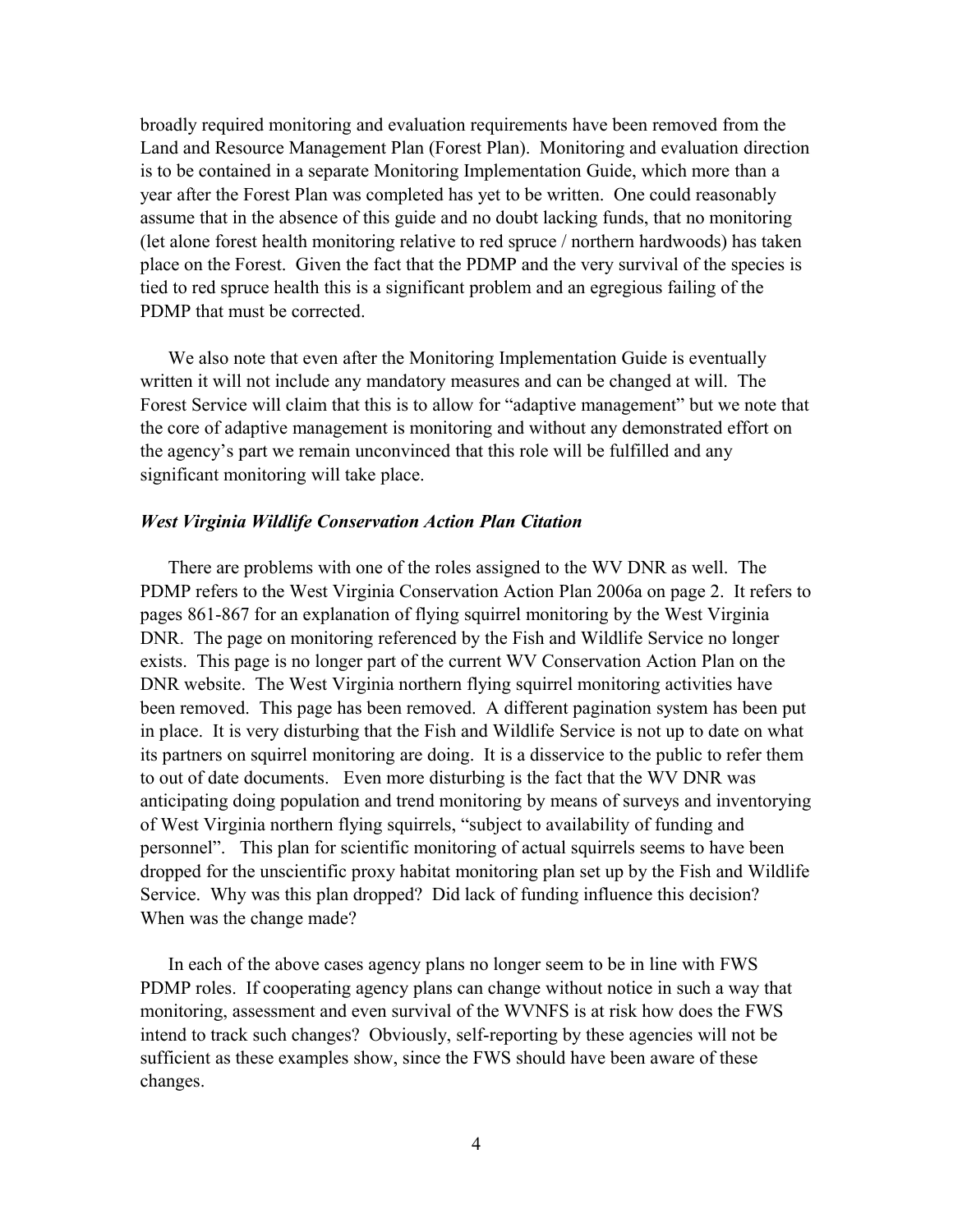broadly required monitoring and evaluation requirements have been removed from the Land and Resource Management Plan (Forest Plan). Monitoring and evaluation direction is to be contained in a separate Monitoring Implementation Guide, which more than a year after the Forest Plan was completed has yet to be written. One could reasonably assume that in the absence of this guide and no doubt lacking funds, that no monitoring (let alone forest health monitoring relative to red spruce / northern hardwoods) has taken place on the Forest. Given the fact that the PDMP and the very survival of the species is tied to red spruce health this is a significant problem and an egregious failing of the PDMP that must be corrected.

We also note that even after the Monitoring Implementation Guide is eventually written it will not include any mandatory measures and can be changed at will. The Forest Service will claim that this is to allow for "adaptive management" but we note that the core of adaptive management is monitoring and without any demonstrated effort on the agency's part we remain unconvinced that this role will be fulfilled and any significant monitoring will take place.

### *West Virginia Wildlife Conservation Action Plan Citation*

There are problems with one of the roles assigned to the WV DNR as well. The PDMP refers to the West Virginia Conservation Action Plan 2006a on page 2. It refers to pages 861-867 for an explanation of flying squirrel monitoring by the West Virginia DNR. The page on monitoring referenced by the Fish and Wildlife Service no longer exists. This page is no longer part of the current WV Conservation Action Plan on the DNR website. The West Virginia northern flying squirrel monitoring activities have been removed. This page has been removed. A different pagination system has been put in place. It is very disturbing that the Fish and Wildlife Service is not up to date on what its partners on squirrel monitoring are doing. It is a disservice to the public to refer them to out of date documents. Even more disturbing is the fact that the WV DNR was anticipating doing population and trend monitoring by means of surveys and inventorying of West Virginia northern flying squirrels, "subject to availability of funding and personnel". This plan for scientific monitoring of actual squirrels seems to have been dropped for the unscientific proxy habitat monitoring plan set up by the Fish and Wildlife Service. Why was this plan dropped? Did lack of funding influence this decision? When was the change made?

In each of the above cases agency plans no longer seem to be in line with FWS PDMP roles. If cooperating agency plans can change without notice in such a way that monitoring, assessment and even survival of the WVNFS is at risk how does the FWS intend to track such changes? Obviously, self-reporting by these agencies will not be sufficient as these examples show, since the FWS should have been aware of these changes.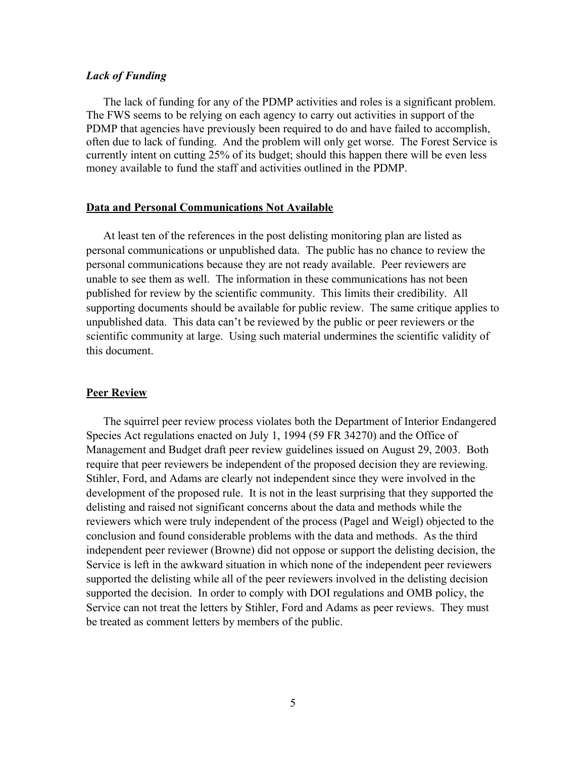### *Lack of Funding*

The lack of funding for any of the PDMP activities and roles is a significant problem. The FWS seems to be relying on each agency to carry out activities in support of the PDMP that agencies have previously been required to do and have failed to accomplish, often due to lack of funding. And the problem will only get worse. The Forest Service is currently intent on cutting 25% of its budget; should this happen there will be even less money available to fund the staff and activities outlined in the PDMP.

## Data and Personal Communications Not Available

At least ten of the references in the post delisting monitoring plan are listed as personal communications or unpublished data. The public has no chance to review the personal communications because they are not ready available. Peer reviewers are unable to see them as well. The information in these communications has not been published for review by the scientific community. This limits their credibility. All supporting documents should be available for public review. The same critique applies to unpublished data. This data can't be reviewed by the public or peer reviewers or the scientific community at large. Using such material undermines the scientific validity of this document.

## Peer Review

The squirrel peer review process violates both the Department of Interior Endangered Species Act regulations enacted on July 1, 1994 (59 FR 34270) and the Office of Management and Budget draft peer review guidelines issued on August 29, 2003. Both require that peer reviewers be independent of the proposed decision they are reviewing. Stihler, Ford, and Adams are clearly not independent since they were involved in the development of the proposed rule. It is not in the least surprising that they supported the delisting and raised not significant concerns about the data and methods while the reviewers which were truly independent of the process (Pagel and Weigl) objected to the conclusion and found considerable problems with the data and methods. As the third independent peer reviewer (Browne) did not oppose or support the delisting decision, the Service is left in the awkward situation in which none of the independent peer reviewers supported the delisting while all of the peer reviewers involved in the delisting decision supported the decision. In order to comply with DOI regulations and OMB policy, the Service can not treat the letters by Stihler, Ford and Adams as peer reviews. They must be treated as comment letters by members of the public.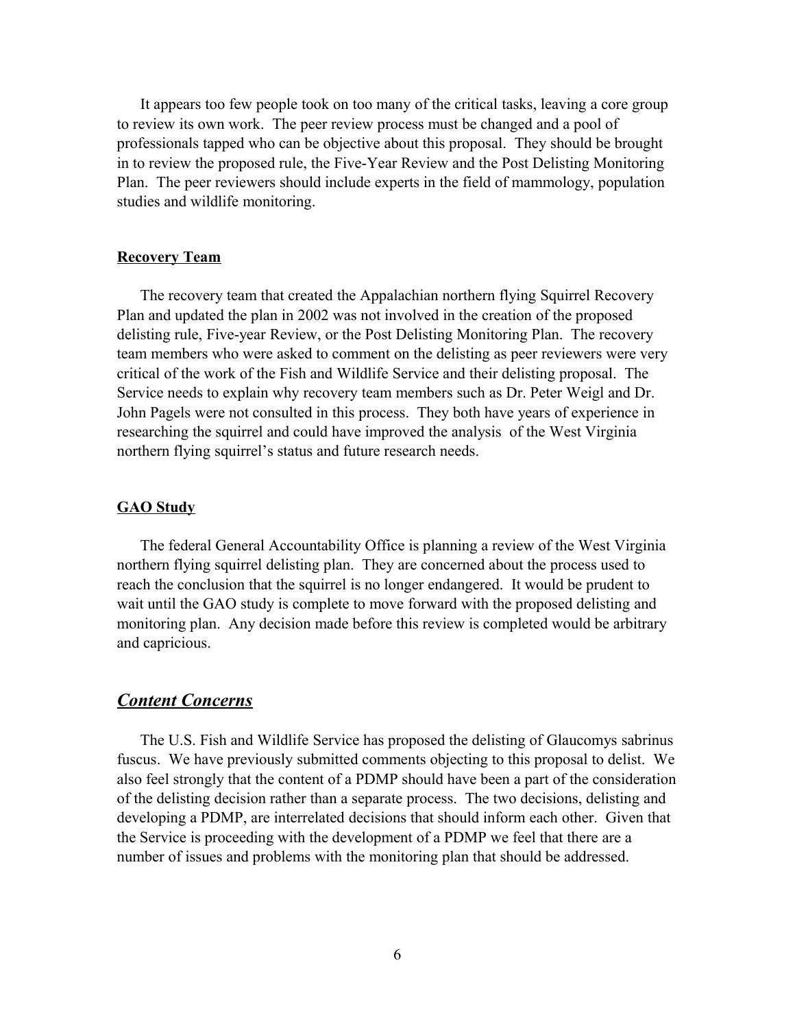It appears too few people took on too many of the critical tasks, leaving a core group to review its own work. The peer review process must be changed and a pool of professionals tapped who can be objective about this proposal. They should be brought in to review the proposed rule, the Five-Year Review and the Post Delisting Monitoring Plan. The peer reviewers should include experts in the field of mammology, population studies and wildlife monitoring.

### Recovery Team

The recovery team that created the Appalachian northern flying Squirrel Recovery Plan and updated the plan in 2002 was not involved in the creation of the proposed delisting rule, Five-year Review, or the Post Delisting Monitoring Plan. The recovery team members who were asked to comment on the delisting as peer reviewers were very critical of the work of the Fish and Wildlife Service and their delisting proposal. The Service needs to explain why recovery team members such as Dr. Peter Weigl and Dr. John Pagels were not consulted in this process. They both have years of experience in researching the squirrel and could have improved the analysis of the West Virginia northern flying squirrel's status and future research needs.

### GAO Study

The federal General Accountability Office is planning a review of the West Virginia northern flying squirrel delisting plan. They are concerned about the process used to reach the conclusion that the squirrel is no longer endangered. It would be prudent to wait until the GAO study is complete to move forward with the proposed delisting and monitoring plan. Any decision made before this review is completed would be arbitrary and capricious.

## *Content Concerns*

The U.S. Fish and Wildlife Service has proposed the delisting of Glaucomys sabrinus fuscus. We have previously submitted comments objecting to this proposal to delist. We also feel strongly that the content of a PDMP should have been a part of the consideration of the delisting decision rather than a separate process. The two decisions, delisting and developing a PDMP, are interrelated decisions that should inform each other. Given that the Service is proceeding with the development of a PDMP we feel that there are a number of issues and problems with the monitoring plan that should be addressed.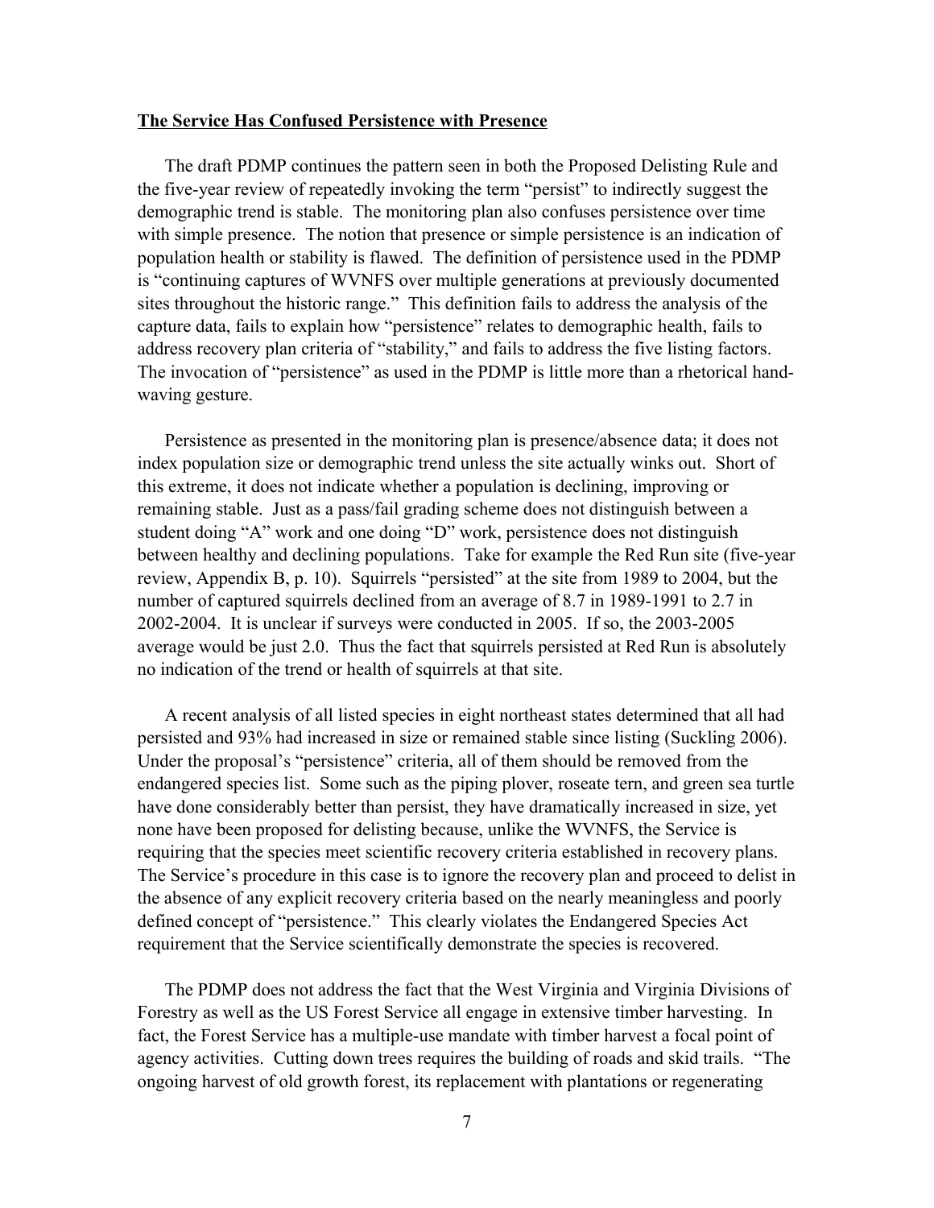**The Service Has Confused Persistence with Presence**

The draft PDMP continues the pattern seen in both the Proposed Delisting Rule and the five-year review of repeatedly invoking the term "persist" to indirectly suggest the demographic trend is stable. The monitoring plan also confuses persistence over time with simple presence. The notion that presence or simple persistence is an indication of population health or stability is flawed. The definition of persistence used in the PDMP is "continuing captures of WVNFS over multiple generations at previously documented sites throughout the historic range." This definition fails to address the analysis of the capture data, fails to explain how "persistence" relates to demographic health, fails to address recovery plan criteria of "stability," and fails to address the five listing factors. The invocation of "persistence" as used in the PDMP is little more than a rhetorical hand-waving gesture.

Persistence as presented in the monitoring plan is presence/absence data; it does not index population size or demographic trend unless the site actually winks out. Short of this extreme, it does not indicate whether a population is declining, improving or remaining stable. Just as a pass/fail grading scheme does not distinguish between a student doing "A" work and one doing "D" work, persistence does not distinguish between healthy and declining populations. Take for example the Red Run site (five-year review, Appendix B, p. 10). Squirrels "persisted" at the site from 1989 to 2004, but the number of captured squirrels declined from an average of 8.7 in 1989-1991 to 2.7 in 2002-2004. It is unclear if surveys were conducted in 2005. If so, the 2003-2005 average would be just 2.0. Thus the fact that squirrels persisted at Red Run is absolutely no indication of the trend or health of squirrels at that site.

A recent analysis of all listed species in eight northeast states determined that all had persisted and 93% had increased in size or remained stable since listing (Suckling 2006). Under the proposal's "persistence" criteria, all of them should be removed from the endangered species list. Some such as the piping plover, roseate tern, and green sea turtle have done considerably better than persist, they have dramatically increased in size, yet none have been proposed for delisting because, unlike the WVNFS, the Service is requiring that the species meet scientific recovery criteria established in recovery plans. The Service's procedure in this case is to ignore the recovery plan and proceed to delist in the absence of any explicit recovery criteria based on the nearly meaningless and poorly defined concept of "persistence." This clearly violates the Endangered Species Act requirement that the Service scientifically demonstrate the species is recovered.

The PDMP does not address the fact that the West Virginia and Virginia Divisions of Forestry as well as the US Forest Service all engage in extensive timber harvesting. In fact, the Forest Service has a multiple-use mandate with timber harvest a focal point of agency activities. Cutting down trees requires the building of roads and skid trails. "The ongoing harvest of old growth forest, its replacement with plantations or regenerating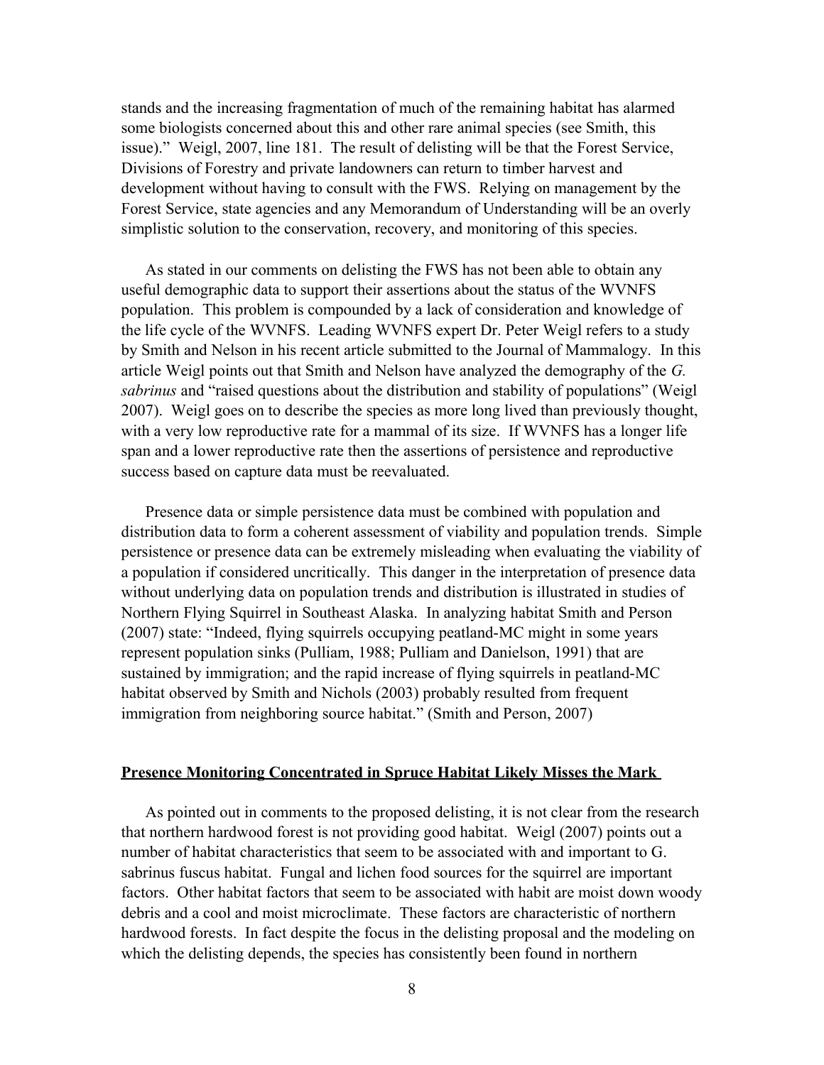stands and the increasing fragmentation of much of the remaining habitat has alarmed some biologists concerned about this and other rare animal species (see Smith, this issue)." Weigl, 2007, line 181. The result of delisting will be that the Forest Service, Divisions of Forestry and private landowners can return to timber harvest and development without having to consult with the FWS. Relying on management by the Forest Service, state agencies and any Memorandum of Understanding will be an overly simplistic solution to the conservation, recovery, and monitoring of this species.

As stated in our comments on delisting the FWS has not been able to obtain any useful demographic data to support their assertions about the status of the WVNFS population. This problem is compounded by a lack of consideration and knowledge of the life cycle of the WVNFS. Leading WVNFS expert Dr. Peter Weigl refers to a study by Smith and Nelson in his recent article submitted to the Journal of Mammalogy. In this article Weigl points out that Smith and Nelson have analyzed the demography of the *G. sabrinus* and "raised questions about the distribution and stability of populations" (Weigl 2007). Weigl goes on to describe the species as more long lived than previously thought, with a very low reproductive rate for a mammal of its size. If WVNFS has a longer life span and a lower reproductive rate then the assertions of persistence and reproductive success based on capture data must be reevaluated.

Presence data or simple persistence data must be combined with population and distribution data to form a coherent assessment of viability and population trends. Simple persistence or presence data can be extremely misleading when evaluating the viability of a population if considered uncritically. This danger in the interpretation of presence data without underlying data on population trends and distribution is illustrated in studies of Northern Flying Squirrel in Southeast Alaska. In analyzing habitat Smith and Person (2007) state: "Indeed, flying squirrels occupying peatland-MC might in some years represent population sinks (Pulliam, 1988; Pulliam and Danielson, 1991) that are sustained by immigration; and the rapid increase of flying squirrels in peatland-MC habitat observed by Smith and Nichols (2003) probably resulted from frequent immigration from neighboring source habitat." (Smith and Person, 2007)

**Presence Monitoring Concentrated in Spruce Habitat Likely Misses the Mark**

As pointed out in comments to the proposed delisting, it is not clear from the research that northern hardwood forest is not providing good habitat. Weigl (2007) points out a number of habitat characteristics that seem to be associated with and important to G. sabrinus fuscus habitat. Fungal and lichen food sources for the squirrel are important factors. Other habitat factors that seem to be associated with habit are moist down woody debris and a cool and moist microclimate. These factors are characteristic of northern hardwood forests. In fact despite the focus in the delisting proposal and the modeling on which the delisting depends, the species has consistently been found in northern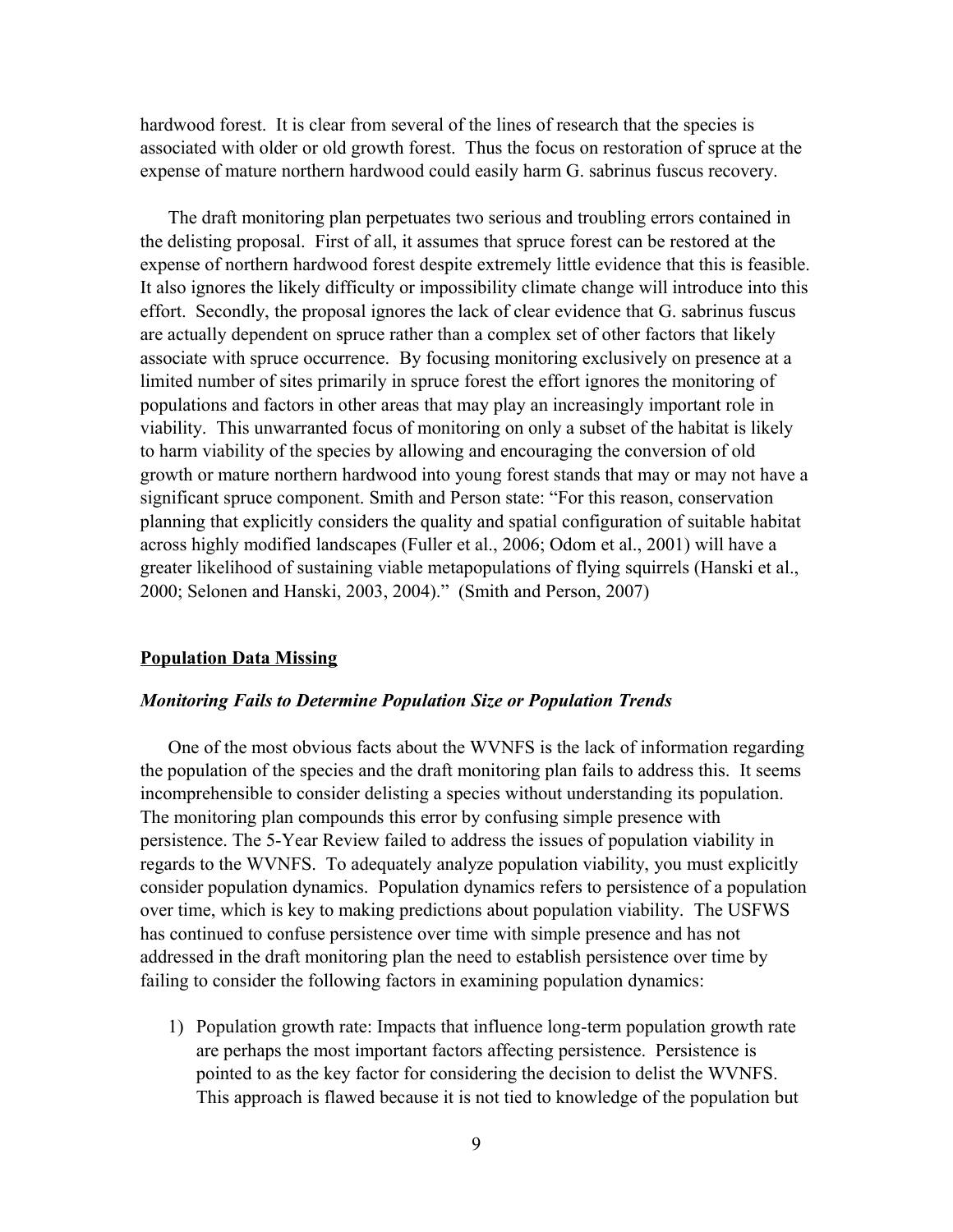hardwood forest. It is clear from several of the lines of research that the species is associated with older or old growth forest. Thus the focus on restoration of spruce at the expense of mature northern hardwood could easily harm G. sabrinus fuscus recovery.

The draft monitoring plan perpetuates two serious and troubling errors contained in the delisting proposal. First of all, it assumes that spruce forest can be restored at the expense of northern hardwood forest despite extremely little evidence that this is feasible. It also ignores the likely difficulty or impossibility climate change will introduce into this effort. Secondly, the proposal ignores the lack of clear evidence that G. sabrinus fuscus are actually dependent on spruce rather than a complex set of other factors that likely associate with spruce occurrence. By focusing monitoring exclusively on presence at a limited number of sites primarily in spruce forest the effort ignores the monitoring of populations and factors in other areas that may play an increasingly important role in viability. This unwarranted focus of monitoring on only a subset of the habitat is likely to harm viability of the species by allowing and encouraging the conversion of old growth or mature northern hardwood into young forest stands that may or may not have a significant spruce component. Smith and Person state: "For this reason, conservation planning that explicitly considers the quality and spatial configuration of suitable habitat across highly modified landscapes (Fuller et al., 2006; Odom et al., 2001) will have a greater likelihood of sustaining viable metapopulations of flying squirrels (Hanski et al., 2000; Selonen and Hanski, 2003, 2004)." (Smith and Person, 2007)

## Population Data Missing

### *Monitoring Fails to Determine Population Size or Population Trends*

One of the most obvious facts about the WVNFS is the lack of information regarding the population of the species and the draft monitoring plan fails to address this. It seems incomprehensible to consider delisting a species without understanding its population. The monitoring plan compounds this error by confusing simple presence with persistence. The 5-Year Review failed to address the issues of population viability in regards to the WVNFS. To adequately analyze population viability, you must explicitly consider population dynamics. Population dynamics refers to persistence of a population over time, which is key to making predictions about population viability. The USFWS has continued to confuse persistence over time with simple presence and has not addressed in the draft monitoring plan the need to establish persistence over time by failing to consider the following factors in examining population dynamics:

1) Population growth rate: Impacts that influence long-term population growth rate are perhaps the most important factors affecting persistence. Persistence is pointed to as the key factor for considering the decision to delist the WVNFS. This approach is flawed because it is not tied to knowledge of the population but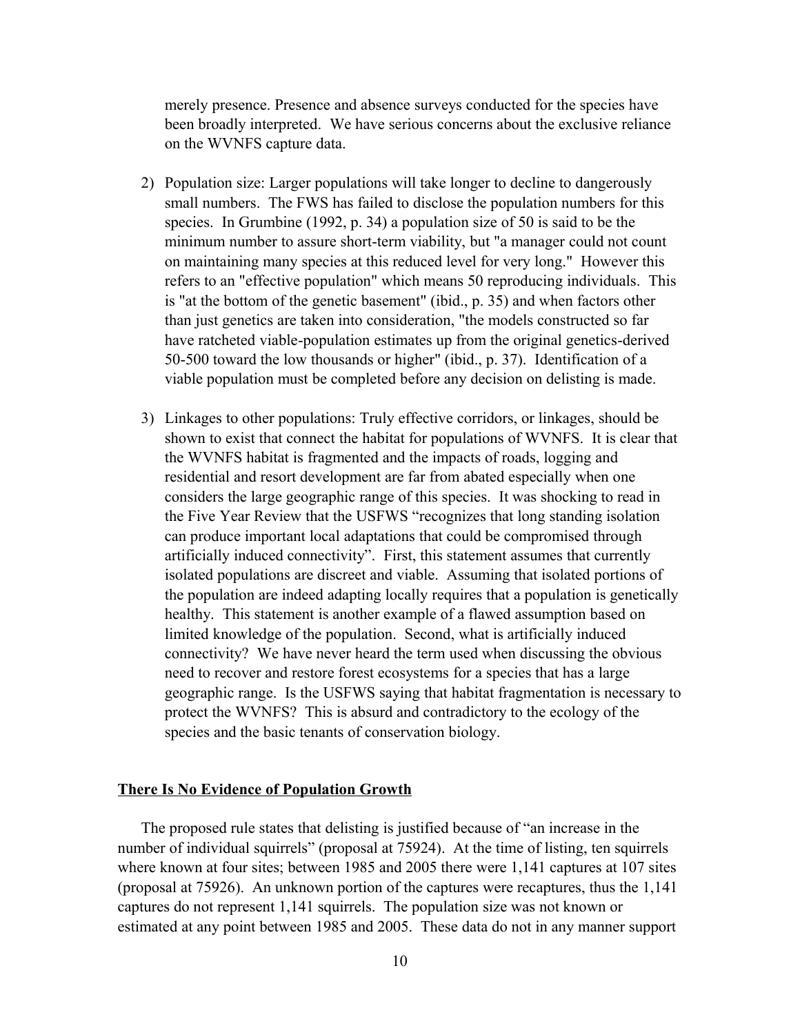merely presence. Presence and absence surveys conducted for the species have been broadly interpreted. We have serious concerns about the exclusive reliance on the WVNFS capture data.

2) Population size: Larger populations will take longer to decline to dangerously small numbers. The FWS has failed to disclose the population numbers for this species. In Grumbine (1992, p. 34) a population size of 50 is said to be the minimum number to assure short-term viability, but "a manager could not count on maintaining many species at this reduced level for very long." However this refers to an "effective population" which means 50 reproducing individuals. This is "at the bottom of the genetic basement" (ibid., p. 35) and when factors other than just genetics are taken into consideration, "the models constructed so far have ratcheted viable-population estimates up from the original genetics-derived 50-500 toward the low thousands or higher" (ibid., p. 37). Identification of a viable population must be completed before any decision on delisting is made.

3) Linkages to other populations: Truly effective corridors, or linkages, should be shown to exist that connect the habitat for populations of WVNFS. It is clear that the WVNFS habitat is fragmented and the impacts of roads, logging and residential and resort development are far from abated especially when one considers the large geographic range of this species. It was shocking to read in the Five Year Review that the USFWS "recognizes that long standing isolation can produce important local adaptations that could be compromised through artificially induced connectivity". First, this statement assumes that currently isolated populations are discreet and viable. Assuming that isolated portions of the population are indeed adapting locally requires that a population is genetically healthy. This statement is another example of a flawed assumption based on limited knowledge of the population. Second, what is artificially induced connectivity? We have never heard the term used when discussing the obvious need to recover and restore forest ecosystems for a species that has a large geographic range. Is the USFWS saying that habitat fragmentation is necessary to protect the WVNFS? This is absurd and contradictory to the ecology of the species and the basic tenants of conservation biology.

**<u>There Is No Evidence of Population Growth</u>**

The proposed rule states that delisting is justified because of "an increase in the number of individual squirrels" (proposal at 75924). At the time of listing, ten squirrels where known at four sites; between 1985 and 2005 there were 1,141 captures at 107 sites (proposal at 75926). An unknown portion of the captures were recaptures, thus the 1,141 captures do not represent 1,141 squirrels. The population size was not known or estimated at any point between 1985 and 2005. These data do not in any manner support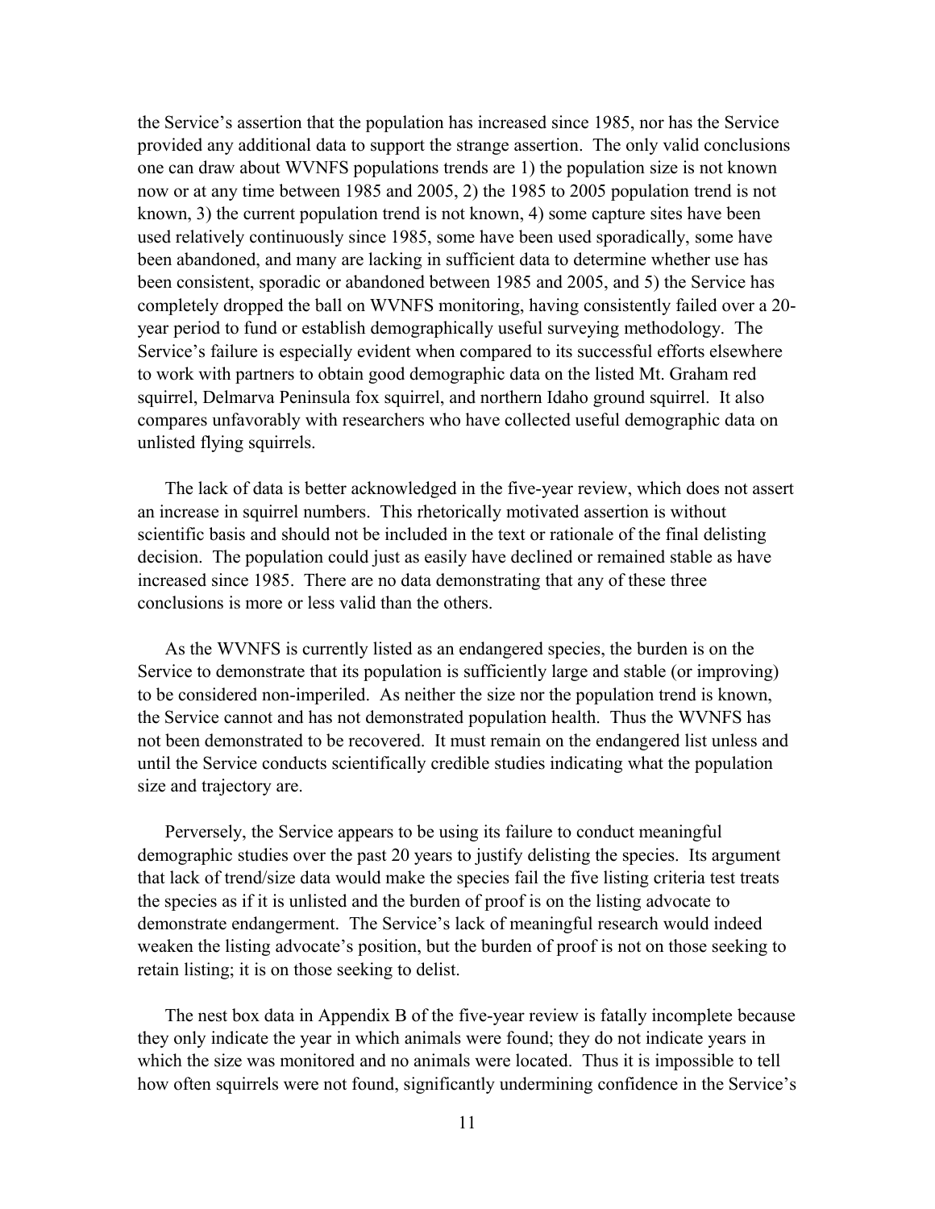the Service's assertion that the population has increased since 1985, nor has the Service provided any additional data to support the strange assertion. The only valid conclusions one can draw about WVNFS populations trends are 1) the population size is not known now or at any time between 1985 and 2005, 2) the 1985 to 2005 population trend is not known, 3) the current population trend is not known, 4) some capture sites have been used relatively continuously since 1985, some have been used sporadically, some have been abandoned, and many are lacking in sufficient data to determine whether use has been consistent, sporadic or abandoned between 1985 and 2005, and 5) the Service has completely dropped the ball on WVNFS monitoring, having consistently failed over a 20-year period to fund or establish demographically useful surveying methodology. The Service's failure is especially evident when compared to its successful efforts elsewhere to work with partners to obtain good demographic data on the listed Mt. Graham red squirrel, Delmarva Peninsula fox squirrel, and northern Idaho ground squirrel. It also compares unfavorably with researchers who have collected useful demographic data on unlisted flying squirrels.

The lack of data is better acknowledged in the five-year review, which does not assert an increase in squirrel numbers. This rhetorically motivated assertion is without scientific basis and should not be included in the text or rationale of the final delisting decision. The population could just as easily have declined or remained stable as have increased since 1985. There are no data demonstrating that any of these three conclusions is more or less valid than the others.

As the WVNFS is currently listed as an endangered species, the burden is on the Service to demonstrate that its population is sufficiently large and stable (or improving) to be considered non-imperiled. As neither the size nor the population trend is known, the Service cannot and has not demonstrated population health. Thus the WVNFS has not been demonstrated to be recovered. It must remain on the endangered list unless and until the Service conducts scientifically credible studies indicating what the population size and trajectory are.

Perversely, the Service appears to be using its failure to conduct meaningful demographic studies over the past 20 years to justify delisting the species. Its argument that lack of trend/size data would make the species fail the five listing criteria test treats the species as if it is unlisted and the burden of proof is on the listing advocate to demonstrate endangerment. The Service's lack of meaningful research would indeed weaken the listing advocate's position, but the burden of proof is not on those seeking to retain listing; it is on those seeking to delist.

The nest box data in Appendix B of the five-year review is fatally incomplete because they only indicate the year in which animals were found; they do not indicate years in which the size was monitored and no animals were located. Thus it is impossible to tell how often squirrels were not found, significantly undermining confidence in the Service's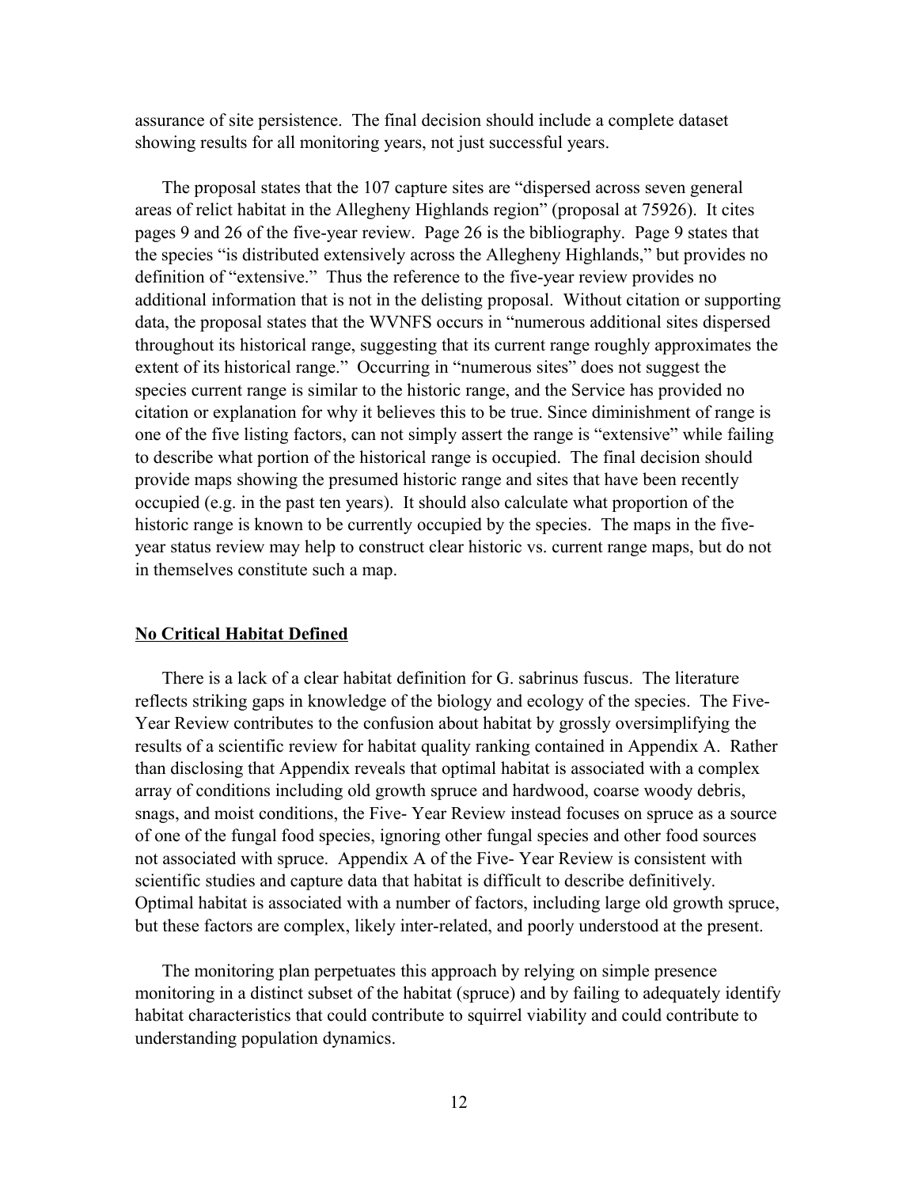assurance of site persistence. The final decision should include a complete dataset showing results for all monitoring years, not just successful years.

The proposal states that the 107 capture sites are "dispersed across seven general areas of relict habitat in the Allegheny Highlands region" (proposal at 75926). It cites pages 9 and 26 of the five-year review. Page 26 is the bibliography. Page 9 states that the species "is distributed extensively across the Allegheny Highlands," but provides no definition of "extensive." Thus the reference to the five-year review provides no additional information that is not in the delisting proposal. Without citation or supporting data, the proposal states that the WVNFS occurs in "numerous additional sites dispersed throughout its historical range, suggesting that its current range roughly approximates the extent of its historical range." Occurring in "numerous sites" does not suggest the species current range is similar to the historic range, and the Service has provided no citation or explanation for why it believes this to be true. Since diminishment of range is one of the five listing factors, can not simply assert the range is "extensive" while failing to describe what portion of the historical range is occupied. The final decision should provide maps showing the presumed historic range and sites that have been recently occupied (e.g. in the past ten years). It should also calculate what proportion of the historic range is known to be currently occupied by the species. The maps in the five-year status review may help to construct clear historic vs. current range maps, but do not in themselves constitute such a map.

## No Critical Habitat Defined

There is a lack of a clear habitat definition for G. sabrinus fuscus. The literature reflects striking gaps in knowledge of the biology and ecology of the species. The Five-Year Review contributes to the confusion about habitat by grossly oversimplifying the results of a scientific review for habitat quality ranking contained in Appendix A. Rather than disclosing that Appendix reveals that optimal habitat is associated with a complex array of conditions including old growth spruce and hardwood, coarse woody debris, snags, and moist conditions, the Five- Year Review instead focuses on spruce as a source of one of the fungal food species, ignoring other fungal species and other food sources not associated with spruce. Appendix A of the Five- Year Review is consistent with scientific studies and capture data that habitat is difficult to describe definitively. Optimal habitat is associated with a number of factors, including large old growth spruce, but these factors are complex, likely inter-related, and poorly understood at the present.

The monitoring plan perpetuates this approach by relying on simple presence monitoring in a distinct subset of the habitat (spruce) and by failing to adequately identify habitat characteristics that could contribute to squirrel viability and could contribute to understanding population dynamics.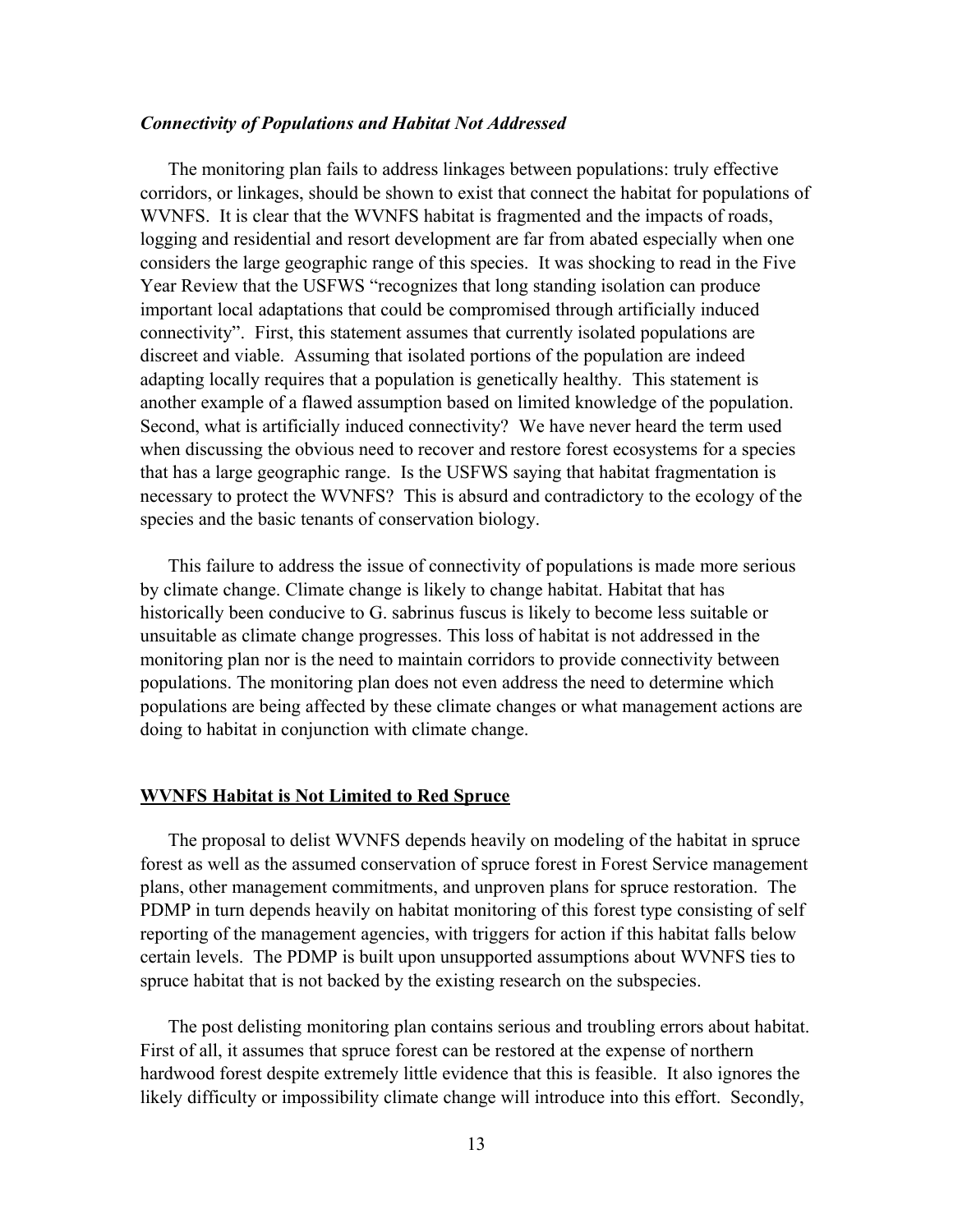### *Connectivity of Populations and Habitat Not Addressed*

The monitoring plan fails to address linkages between populations: truly effective corridors, or linkages, should be shown to exist that connect the habitat for populations of WVNFS. It is clear that the WVNFS habitat is fragmented and the impacts of roads, logging and residential and resort development are far from abated especially when one considers the large geographic range of this species. It was shocking to read in the Five Year Review that the USFWS "recognizes that long standing isolation can produce important local adaptations that could be compromised through artificially induced connectivity". First, this statement assumes that currently isolated populations are discreet and viable. Assuming that isolated portions of the population are indeed adapting locally requires that a population is genetically healthy. This statement is another example of a flawed assumption based on limited knowledge of the population. Second, what is artificially induced connectivity? We have never heard the term used when discussing the obvious need to recover and restore forest ecosystems for a species that has a large geographic range. Is the USFWS saying that habitat fragmentation is necessary to protect the WVNFS? This is absurd and contradictory to the ecology of the species and the basic tenants of conservation biology.

This failure to address the issue of connectivity of populations is made more serious by climate change. Climate change is likely to change habitat. Habitat that has historically been conducive to G. sabrinus fuscus is likely to become less suitable or unsuitable as climate change progresses. This loss of habitat is not addressed in the monitoring plan nor is the need to maintain corridors to provide connectivity between populations. The monitoring plan does not even address the need to determine which populations are being affected by these climate changes or what management actions are doing to habitat in conjunction with climate change.

### **WVNFS Habitat is Not Limited to Red Spruce**

The proposal to delist WVNFS depends heavily on modeling of the habitat in spruce forest as well as the assumed conservation of spruce forest in Forest Service management plans, other management commitments, and unproven plans for spruce restoration. The PDMP in turn depends heavily on habitat monitoring of this forest type consisting of self reporting of the management agencies, with triggers for action if this habitat falls below certain levels. The PDMP is built upon unsupported assumptions about WVNFS ties to spruce habitat that is not backed by the existing research on the subspecies.

The post delisting monitoring plan contains serious and troubling errors about habitat. First of all, it assumes that spruce forest can be restored at the expense of northern hardwood forest despite extremely little evidence that this is feasible. It also ignores the likely difficulty or impossibility climate change will introduce into this effort. Secondly,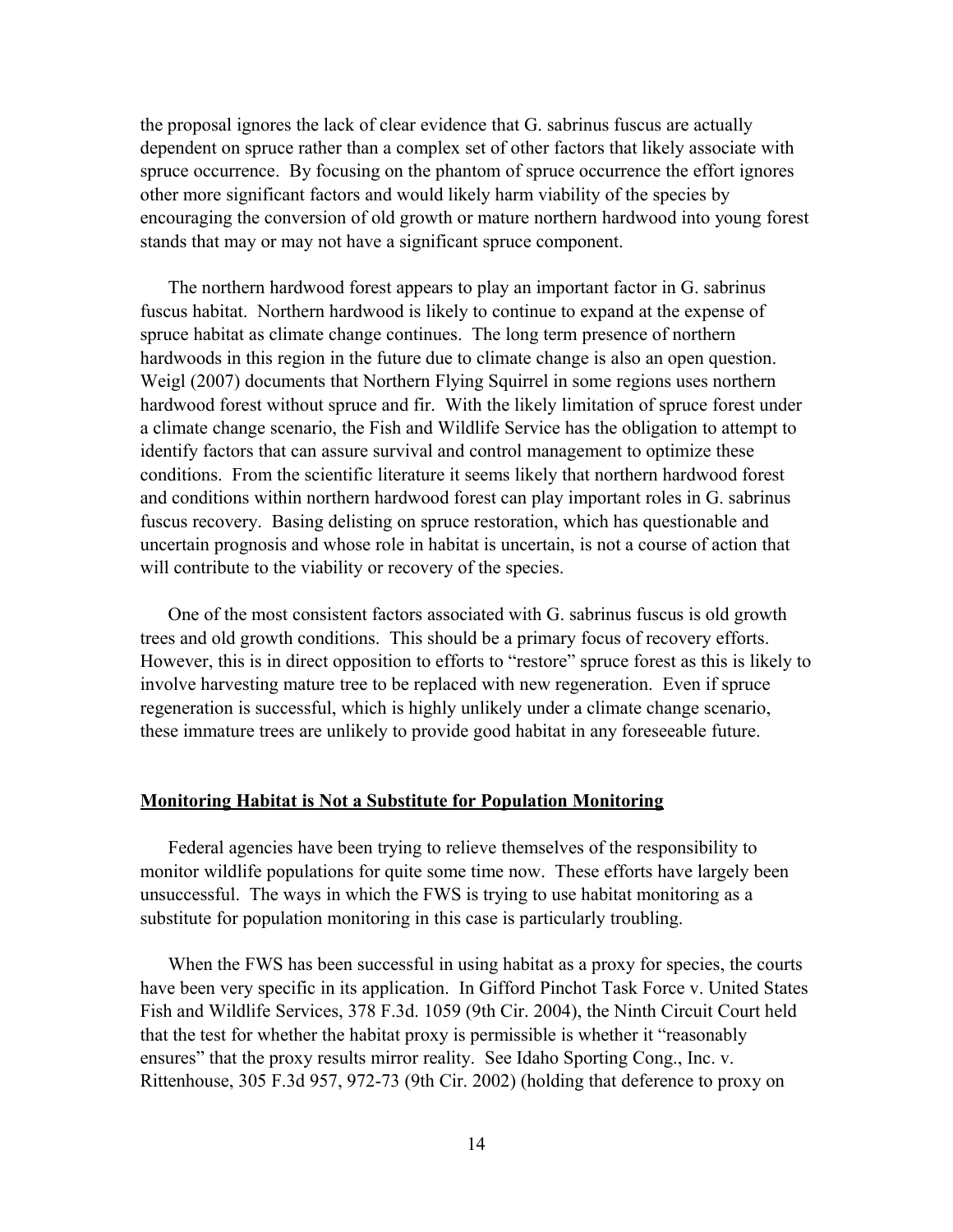the proposal ignores the lack of clear evidence that G. sabrinus fuscus are actually dependent on spruce rather than a complex set of other factors that likely associate with spruce occurrence. By focusing on the phantom of spruce occurrence the effort ignores other more significant factors and would likely harm viability of the species by encouraging the conversion of old growth or mature northern hardwood into young forest stands that may or may not have a significant spruce component.

The northern hardwood forest appears to play an important factor in G. sabrinus fuscus habitat. Northern hardwood is likely to continue to expand at the expense of spruce habitat as climate change continues. The long term presence of northern hardwoods in this region in the future due to climate change is also an open question. Weigl (2007) documents that Northern Flying Squirrel in some regions uses northern hardwood forest without spruce and fir. With the likely limitation of spruce forest under a climate change scenario, the Fish and Wildlife Service has the obligation to attempt to identify factors that can assure survival and control management to optimize these conditions. From the scientific literature it seems likely that northern hardwood forest and conditions within northern hardwood forest can play important roles in G. sabrinus fuscus recovery. Basing delisting on spruce restoration, which has questionable and uncertain prognosis and whose role in habitat is uncertain, is not a course of action that will contribute to the viability or recovery of the species.

One of the most consistent factors associated with G. sabrinus fuscus is old growth trees and old growth conditions. This should be a primary focus of recovery efforts. However, this is in direct opposition to efforts to "restore" spruce forest as this is likely to involve harvesting mature tree to be replaced with new regeneration. Even if spruce regeneration is successful, which is highly unlikely under a climate change scenario, these immature trees are unlikely to provide good habitat in any foreseeable future.

**<u>Monitoring Habitat is Not a Substitute for Population Monitoring</u>**

Federal agencies have been trying to relieve themselves of the responsibility to monitor wildlife populations for quite some time now. These efforts have largely been unsuccessful. The ways in which the FWS is trying to use habitat monitoring as a substitute for population monitoring in this case is particularly troubling.

When the FWS has been successful in using habitat as a proxy for species, the courts have been very specific in its application. In Gifford Pinchot Task Force v. United States Fish and Wildlife Services, 378 F.3d. 1059 (9th Cir. 2004), the Ninth Circuit Court held that the test for whether the habitat proxy is permissible is whether it "reasonably ensures" that the proxy results mirror reality. See Idaho Sporting Cong., Inc. v. Rittenhouse, 305 F.3d 957, 972-73 (9th Cir. 2002) (holding that deference to proxy on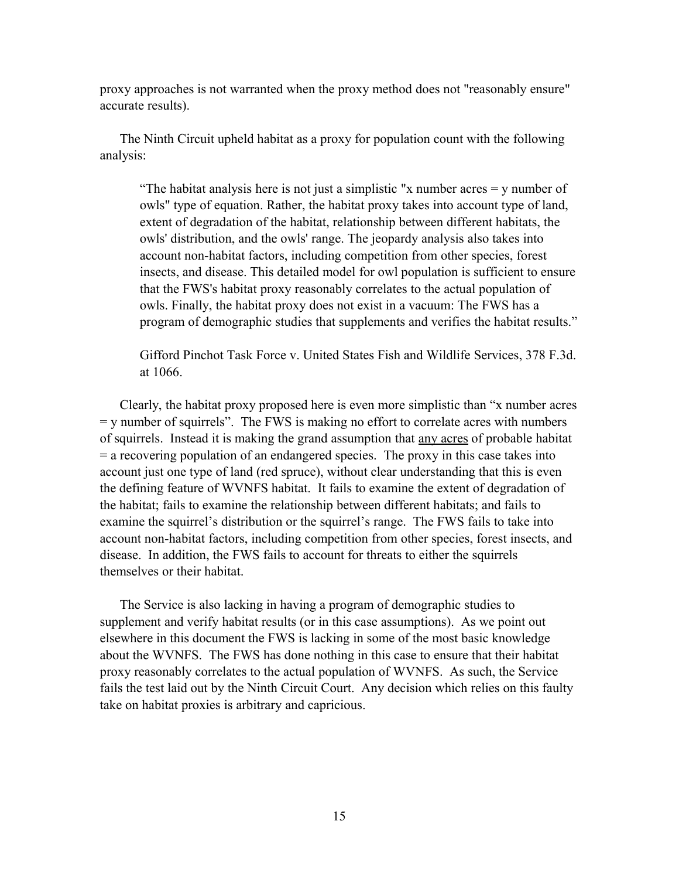proxy approaches is not warranted when the proxy method does not "reasonably ensure" accurate results).

The Ninth Circuit upheld habitat as a proxy for population count with the following analysis:

> "The habitat analysis here is not just a simplistic "x number acres = y number of owls" type of equation. Rather, the habitat proxy takes into account type of land, extent of degradation of the habitat, relationship between different habitats, the owls' distribution, and the owls' range. The jeopardy analysis also takes into account non-habitat factors, including competition from other species, forest insects, and disease. This detailed model for owl population is sufficient to ensure that the FWS's habitat proxy reasonably correlates to the actual population of owls. Finally, the habitat proxy does not exist in a vacuum: The FWS has a program of demographic studies that supplements and verifies the habitat results."
>
> Gifford Pinchot Task Force v. United States Fish and Wildlife Services, 378 F.3d. at 1066.

Clearly, the habitat proxy proposed here is even more simplistic than "x number acres = y number of squirrels". The FWS is making no effort to correlate acres with numbers of squirrels. Instead it is making the grand assumption that <u>any acres</u> of probable habitat = a recovering population of an endangered species. The proxy in this case takes into account just one type of land (red spruce), without clear understanding that this is even the defining feature of WVNFS habitat. It fails to examine the extent of degradation of the habitat; fails to examine the relationship between different habitats; and fails to examine the squirrel's distribution or the squirrel's range. The FWS fails to take into account non-habitat factors, including competition from other species, forest insects, and disease. In addition, the FWS fails to account for threats to either the squirrels themselves or their habitat.

The Service is also lacking in having a program of demographic studies to supplement and verify habitat results (or in this case assumptions). As we point out elsewhere in this document the FWS is lacking in some of the most basic knowledge about the WVNFS. The FWS has done nothing in this case to ensure that their habitat proxy reasonably correlates to the actual population of WVNFS. As such, the Service fails the test laid out by the Ninth Circuit Court. Any decision which relies on this faulty take on habitat proxies is arbitrary and capricious.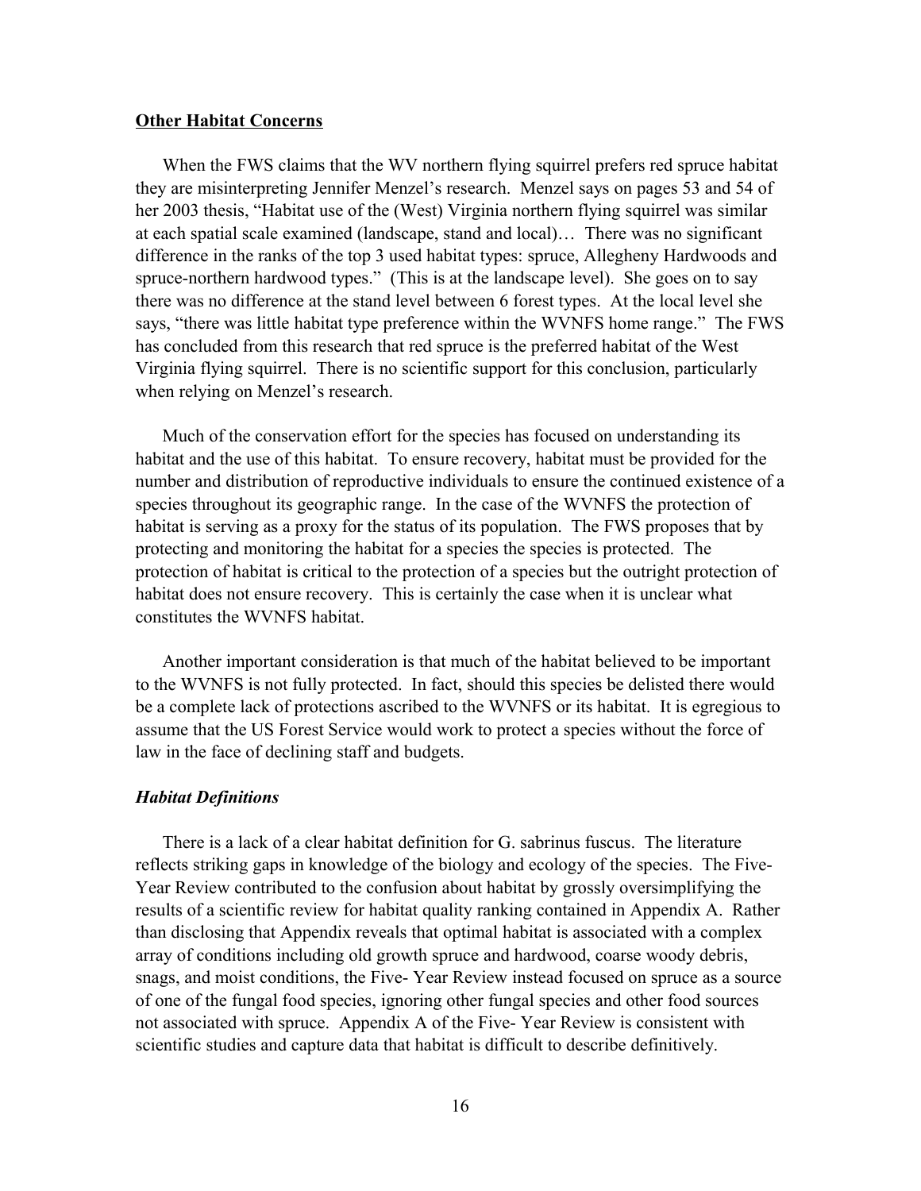**Other Habitat Concerns**

When the FWS claims that the WV northern flying squirrel prefers red spruce habitat they are misinterpreting Jennifer Menzel's research. Menzel says on pages 53 and 54 of her 2003 thesis, "Habitat use of the (West) Virginia northern flying squirrel was similar at each spatial scale examined (landscape, stand and local)… There was no significant difference in the ranks of the top 3 used habitat types: spruce, Allegheny Hardwoods and spruce-northern hardwood types." (This is at the landscape level). She goes on to say there was no difference at the stand level between 6 forest types. At the local level she says, "there was little habitat type preference within the WVNFS home range." The FWS has concluded from this research that red spruce is the preferred habitat of the West Virginia flying squirrel. There is no scientific support for this conclusion, particularly when relying on Menzel's research.

Much of the conservation effort for the species has focused on understanding its habitat and the use of this habitat. To ensure recovery, habitat must be provided for the number and distribution of reproductive individuals to ensure the continued existence of a species throughout its geographic range. In the case of the WVNFS the protection of habitat is serving as a proxy for the status of its population. The FWS proposes that by protecting and monitoring the habitat for a species the species is protected. The protection of habitat is critical to the protection of a species but the outright protection of habitat does not ensure recovery. This is certainly the case when it is unclear what constitutes the WVNFS habitat.

Another important consideration is that much of the habitat believed to be important to the WVNFS is not fully protected. In fact, should this species be delisted there would be a complete lack of protections ascribed to the WVNFS or its habitat. It is egregious to assume that the US Forest Service would work to protect a species without the force of law in the face of declining staff and budgets.

***Habitat Definitions***

There is a lack of a clear habitat definition for G. sabrinus fuscus. The literature reflects striking gaps in knowledge of the biology and ecology of the species. The Five-Year Review contributed to the confusion about habitat by grossly oversimplifying the results of a scientific review for habitat quality ranking contained in Appendix A. Rather than disclosing that Appendix reveals that optimal habitat is associated with a complex array of conditions including old growth spruce and hardwood, coarse woody debris, snags, and moist conditions, the Five- Year Review instead focused on spruce as a source of one of the fungal food species, ignoring other fungal species and other food sources not associated with spruce. Appendix A of the Five- Year Review is consistent with scientific studies and capture data that habitat is difficult to describe definitively.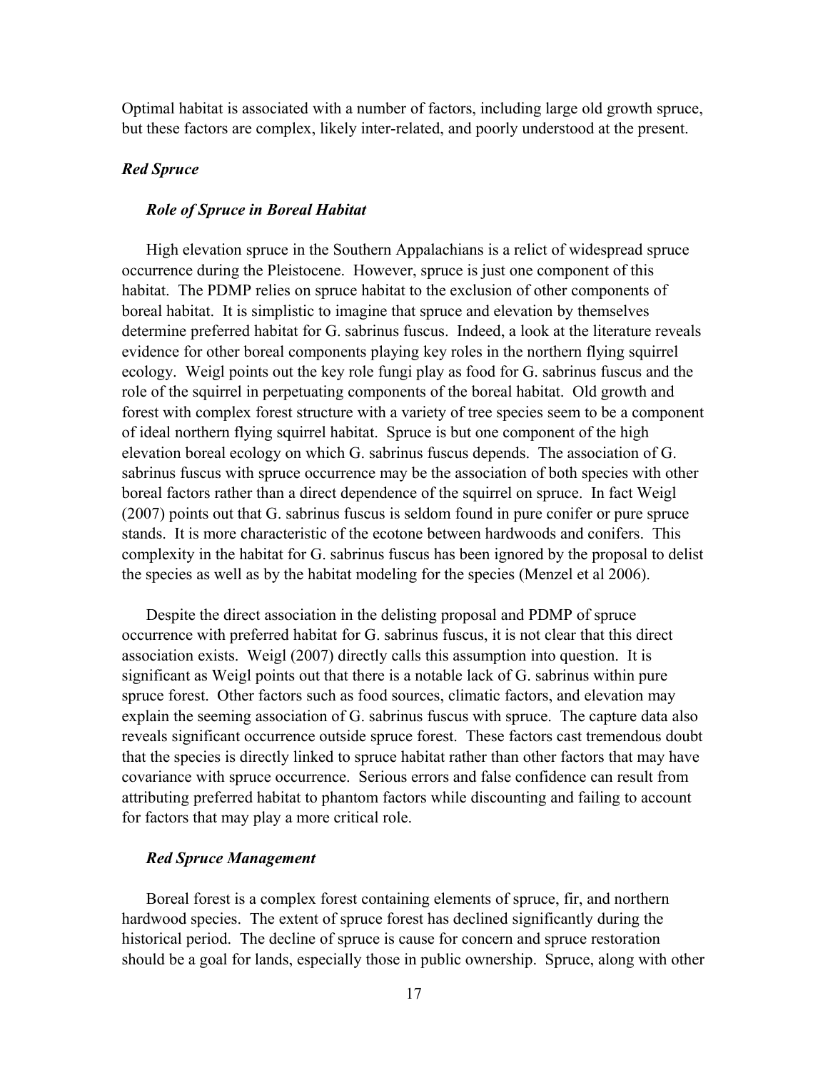Optimal habitat is associated with a number of factors, including large old growth spruce, but these factors are complex, likely inter-related, and poorly understood at the present.

### *Red Spruce*

#### *Role of Spruce in Boreal Habitat*

High elevation spruce in the Southern Appalachians is a relict of widespread spruce occurrence during the Pleistocene. However, spruce is just one component of this habitat. The PDMP relies on spruce habitat to the exclusion of other components of boreal habitat. It is simplistic to imagine that spruce and elevation by themselves determine preferred habitat for G. sabrinus fuscus. Indeed, a look at the literature reveals evidence for other boreal components playing key roles in the northern flying squirrel ecology. Weigl points out the key role fungi play as food for G. sabrinus fuscus and the role of the squirrel in perpetuating components of the boreal habitat. Old growth and forest with complex forest structure with a variety of tree species seem to be a component of ideal northern flying squirrel habitat. Spruce is but one component of the high elevation boreal ecology on which G. sabrinus fuscus depends. The association of G. sabrinus fuscus with spruce occurrence may be the association of both species with other boreal factors rather than a direct dependence of the squirrel on spruce. In fact Weigl (2007) points out that G. sabrinus fuscus is seldom found in pure conifer or pure spruce stands. It is more characteristic of the ecotone between hardwoods and conifers. This complexity in the habitat for G. sabrinus fuscus has been ignored by the proposal to delist the species as well as by the habitat modeling for the species (Menzel et al 2006).

Despite the direct association in the delisting proposal and PDMP of spruce occurrence with preferred habitat for G. sabrinus fuscus, it is not clear that this direct association exists. Weigl (2007) directly calls this assumption into question. It is significant as Weigl points out that there is a notable lack of G. sabrinus within pure spruce forest. Other factors such as food sources, climatic factors, and elevation may explain the seeming association of G. sabrinus fuscus with spruce. The capture data also reveals significant occurrence outside spruce forest. These factors cast tremendous doubt that the species is directly linked to spruce habitat rather than other factors that may have covariance with spruce occurrence. Serious errors and false confidence can result from attributing preferred habitat to phantom factors while discounting and failing to account for factors that may play a more critical role.

#### *Red Spruce Management*

Boreal forest is a complex forest containing elements of spruce, fir, and northern hardwood species. The extent of spruce forest has declined significantly during the historical period. The decline of spruce is cause for concern and spruce restoration should be a goal for lands, especially those in public ownership. Spruce, along with other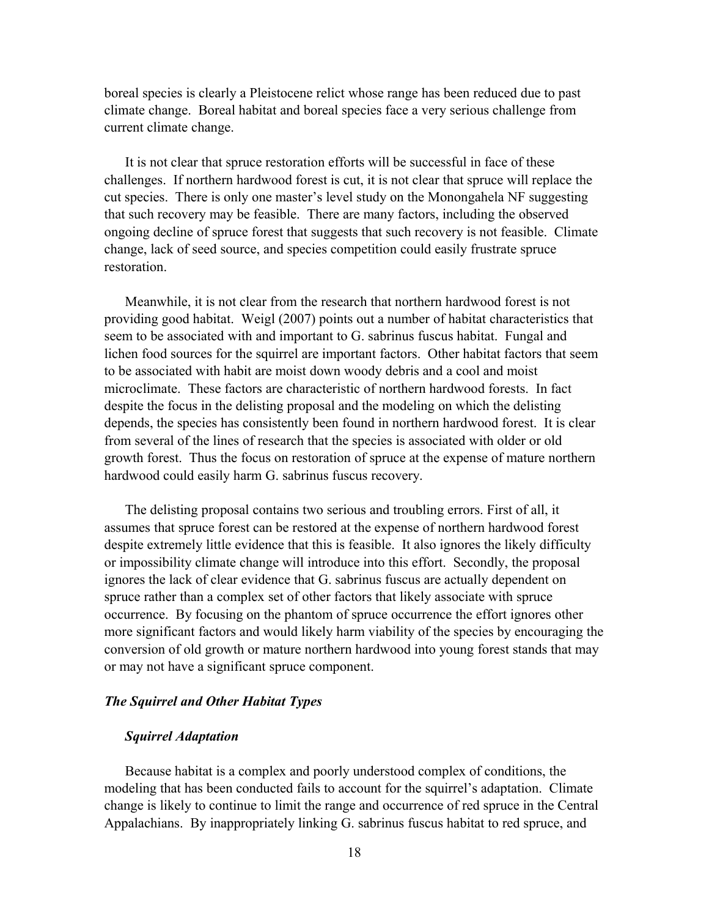boreal species is clearly a Pleistocene relict whose range has been reduced due to past climate change. Boreal habitat and boreal species face a very serious challenge from current climate change.

It is not clear that spruce restoration efforts will be successful in face of these challenges. If northern hardwood forest is cut, it is not clear that spruce will replace the cut species. There is only one master's level study on the Monongahela NF suggesting that such recovery may be feasible. There are many factors, including the observed ongoing decline of spruce forest that suggests that such recovery is not feasible. Climate change, lack of seed source, and species competition could easily frustrate spruce restoration.

Meanwhile, it is not clear from the research that northern hardwood forest is not providing good habitat. Weigl (2007) points out a number of habitat characteristics that seem to be associated with and important to G. sabrinus fuscus habitat. Fungal and lichen food sources for the squirrel are important factors. Other habitat factors that seem to be associated with habit are moist down woody debris and a cool and moist microclimate. These factors are characteristic of northern hardwood forests. In fact despite the focus in the delisting proposal and the modeling on which the delisting depends, the species has consistently been found in northern hardwood forest. It is clear from several of the lines of research that the species is associated with older or old growth forest. Thus the focus on restoration of spruce at the expense of mature northern hardwood could easily harm G. sabrinus fuscus recovery.

The delisting proposal contains two serious and troubling errors. First of all, it assumes that spruce forest can be restored at the expense of northern hardwood forest despite extremely little evidence that this is feasible. It also ignores the likely difficulty or impossibility climate change will introduce into this effort. Secondly, the proposal ignores the lack of clear evidence that G. sabrinus fuscus are actually dependent on spruce rather than a complex set of other factors that likely associate with spruce occurrence. By focusing on the phantom of spruce occurrence the effort ignores other more significant factors and would likely harm viability of the species by encouraging the conversion of old growth or mature northern hardwood into young forest stands that may or may not have a significant spruce component.

### *The Squirrel and Other Habitat Types*

#### *Squirrel Adaptation*

Because habitat is a complex and poorly understood complex of conditions, the modeling that has been conducted fails to account for the squirrel's adaptation. Climate change is likely to continue to limit the range and occurrence of red spruce in the Central Appalachians. By inappropriately linking G. sabrinus fuscus habitat to red spruce, and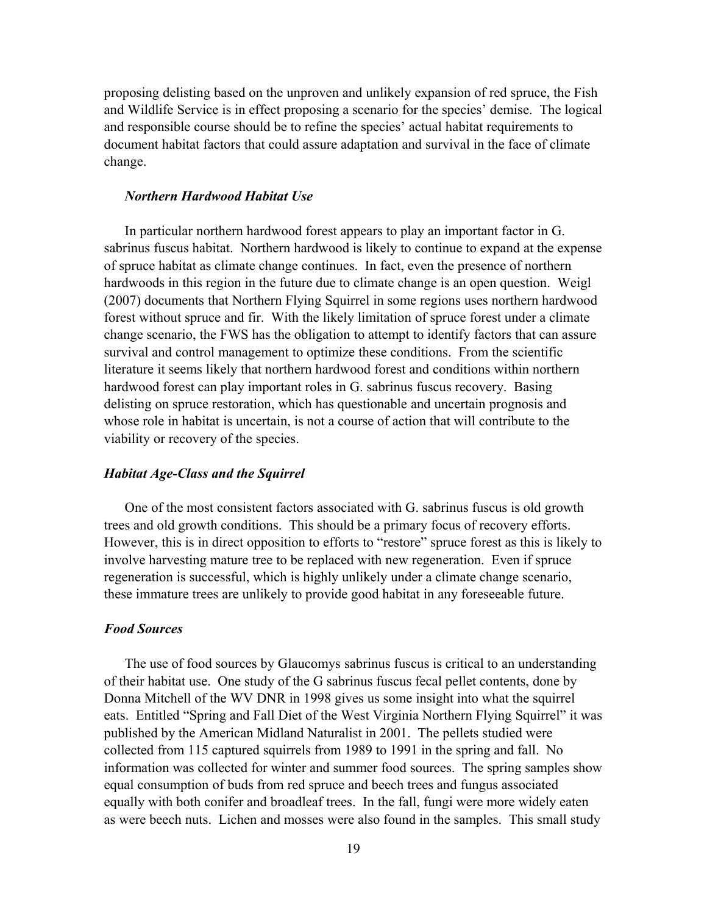proposing delisting based on the unproven and unlikely expansion of red spruce, the Fish and Wildlife Service is in effect proposing a scenario for the species' demise. The logical and responsible course should be to refine the species' actual habitat requirements to document habitat factors that could assure adaptation and survival in the face of climate change.

### *Northern Hardwood Habitat Use*

In particular northern hardwood forest appears to play an important factor in G. sabrinus fuscus habitat. Northern hardwood is likely to continue to expand at the expense of spruce habitat as climate change continues. In fact, even the presence of northern hardwoods in this region in the future due to climate change is an open question. Weigl (2007) documents that Northern Flying Squirrel in some regions uses northern hardwood forest without spruce and fir. With the likely limitation of spruce forest under a climate change scenario, the FWS has the obligation to attempt to identify factors that can assure survival and control management to optimize these conditions. From the scientific literature it seems likely that northern hardwood forest and conditions within northern hardwood forest can play important roles in G. sabrinus fuscus recovery. Basing delisting on spruce restoration, which has questionable and uncertain prognosis and whose role in habitat is uncertain, is not a course of action that will contribute to the viability or recovery of the species.

### *Habitat Age-Class and the Squirrel*

One of the most consistent factors associated with G. sabrinus fuscus is old growth trees and old growth conditions. This should be a primary focus of recovery efforts. However, this is in direct opposition to efforts to "restore" spruce forest as this is likely to involve harvesting mature tree to be replaced with new regeneration. Even if spruce regeneration is successful, which is highly unlikely under a climate change scenario, these immature trees are unlikely to provide good habitat in any foreseeable future.

### *Food Sources*

The use of food sources by Glaucomys sabrinus fuscus is critical to an understanding of their habitat use. One study of the G sabrinus fuscus fecal pellet contents, done by Donna Mitchell of the WV DNR in 1998 gives us some insight into what the squirrel eats. Entitled "Spring and Fall Diet of the West Virginia Northern Flying Squirrel" it was published by the American Midland Naturalist in 2001. The pellets studied were collected from 115 captured squirrels from 1989 to 1991 in the spring and fall. No information was collected for winter and summer food sources. The spring samples show equal consumption of buds from red spruce and beech trees and fungus associated equally with both conifer and broadleaf trees. In the fall, fungi were more widely eaten as were beech nuts. Lichen and mosses were also found in the samples. This small study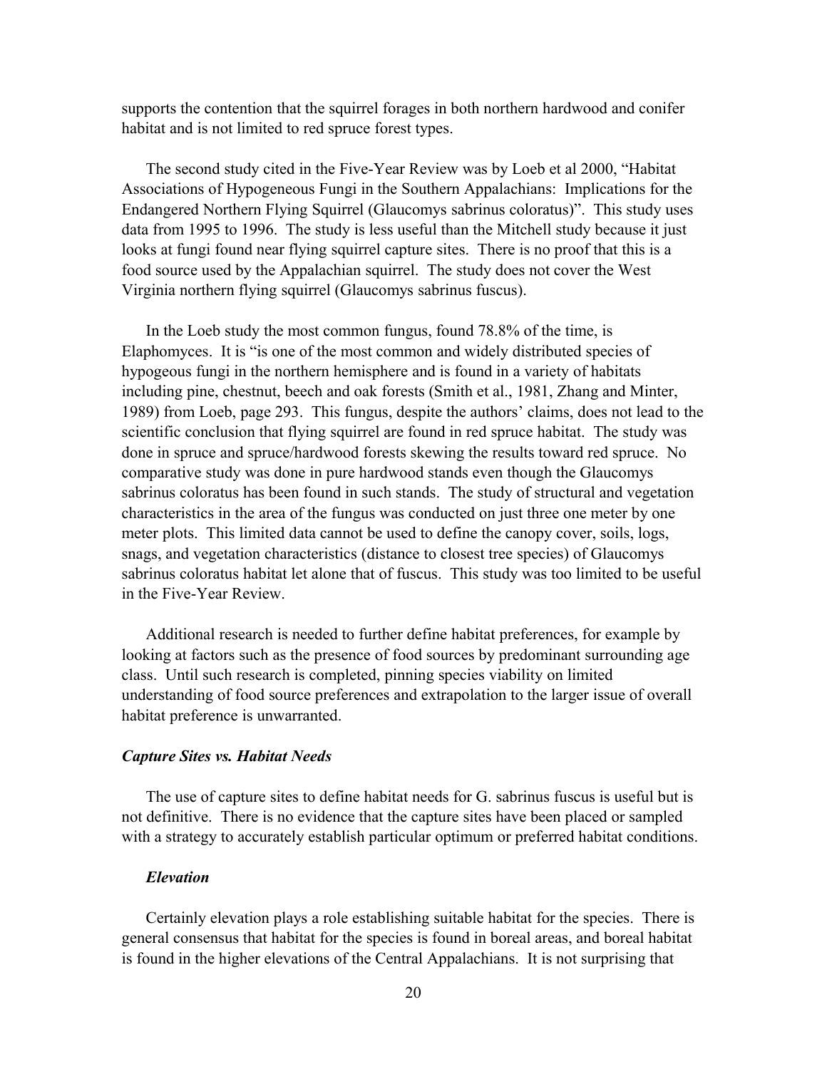supports the contention that the squirrel forages in both northern hardwood and conifer habitat and is not limited to red spruce forest types.

The second study cited in the Five-Year Review was by Loeb et al 2000, "Habitat Associations of Hypogeneous Fungi in the Southern Appalachians: Implications for the Endangered Northern Flying Squirrel (Glaucomys sabrinus coloratus)". This study uses data from 1995 to 1996. The study is less useful than the Mitchell study because it just looks at fungi found near flying squirrel capture sites. There is no proof that this is a food source used by the Appalachian squirrel. The study does not cover the West Virginia northern flying squirrel (Glaucomys sabrinus fuscus).

In the Loeb study the most common fungus, found 78.8% of the time, is Elaphomyces. It is "is one of the most common and widely distributed species of hypogeous fungi in the northern hemisphere and is found in a variety of habitats including pine, chestnut, beech and oak forests (Smith et al., 1981, Zhang and Minter, 1989) from Loeb, page 293. This fungus, despite the authors' claims, does not lead to the scientific conclusion that flying squirrel are found in red spruce habitat. The study was done in spruce and spruce/hardwood forests skewing the results toward red spruce. No comparative study was done in pure hardwood stands even though the Glaucomys sabrinus coloratus has been found in such stands. The study of structural and vegetation characteristics in the area of the fungus was conducted on just three one meter by one meter plots. This limited data cannot be used to define the canopy cover, soils, logs, snags, and vegetation characteristics (distance to closest tree species) of Glaucomys sabrinus coloratus habitat let alone that of fuscus. This study was too limited to be useful in the Five-Year Review.

Additional research is needed to further define habitat preferences, for example by looking at factors such as the presence of food sources by predominant surrounding age class. Until such research is completed, pinning species viability on limited understanding of food source preferences and extrapolation to the larger issue of overall habitat preference is unwarranted.

### *Capture Sites vs. Habitat Needs*

The use of capture sites to define habitat needs for G. sabrinus fuscus is useful but is not definitive. There is no evidence that the capture sites have been placed or sampled with a strategy to accurately establish particular optimum or preferred habitat conditions.

#### *Elevation*

Certainly elevation plays a role establishing suitable habitat for the species. There is general consensus that habitat for the species is found in boreal areas, and boreal habitat is found in the higher elevations of the Central Appalachians. It is not surprising that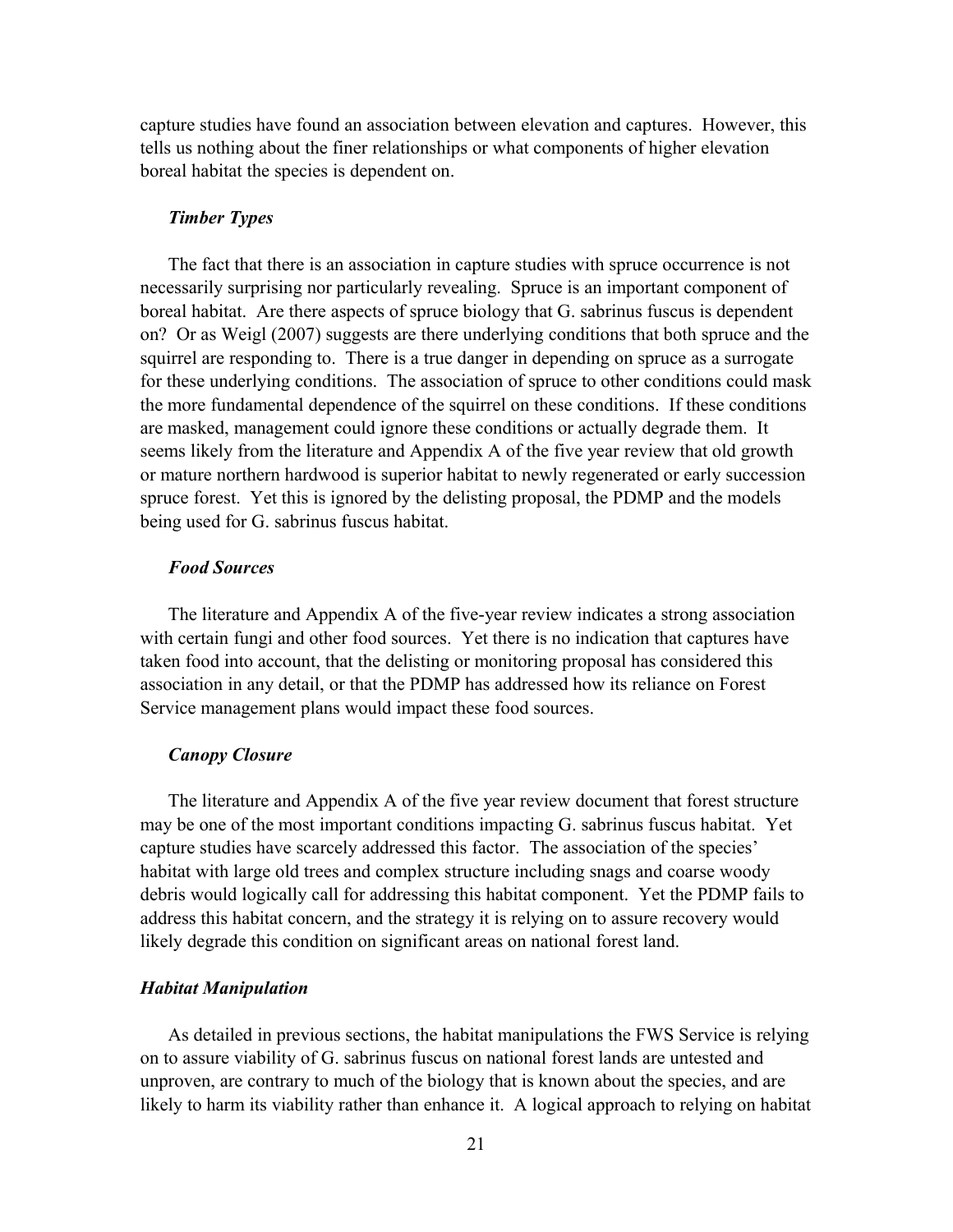capture studies have found an association between elevation and captures. However, this tells us nothing about the finer relationships or what components of higher elevation boreal habitat the species is dependent on.

### *Timber Types*

The fact that there is an association in capture studies with spruce occurrence is not necessarily surprising nor particularly revealing. Spruce is an important component of boreal habitat. Are there aspects of spruce biology that G. sabrinus fuscus is dependent on? Or as Weigl (2007) suggests are there underlying conditions that both spruce and the squirrel are responding to. There is a true danger in depending on spruce as a surrogate for these underlying conditions. The association of spruce to other conditions could mask the more fundamental dependence of the squirrel on these conditions. If these conditions are masked, management could ignore these conditions or actually degrade them. It seems likely from the literature and Appendix A of the five year review that old growth or mature northern hardwood is superior habitat to newly regenerated or early succession spruce forest. Yet this is ignored by the delisting proposal, the PDMP and the models being used for G. sabrinus fuscus habitat.

### *Food Sources*

The literature and Appendix A of the five-year review indicates a strong association with certain fungi and other food sources. Yet there is no indication that captures have taken food into account, that the delisting or monitoring proposal has considered this association in any detail, or that the PDMP has addressed how its reliance on Forest Service management plans would impact these food sources.

### *Canopy Closure*

The literature and Appendix A of the five year review document that forest structure may be one of the most important conditions impacting G. sabrinus fuscus habitat. Yet capture studies have scarcely addressed this factor. The association of the species' habitat with large old trees and complex structure including snags and coarse woody debris would logically call for addressing this habitat component. Yet the PDMP fails to address this habitat concern, and the strategy it is relying on to assure recovery would likely degrade this condition on significant areas on national forest land.

## ***Habitat Manipulation***

As detailed in previous sections, the habitat manipulations the FWS Service is relying on to assure viability of G. sabrinus fuscus on national forest lands are untested and unproven, are contrary to much of the biology that is known about the species, and are likely to harm its viability rather than enhance it. A logical approach to relying on habitat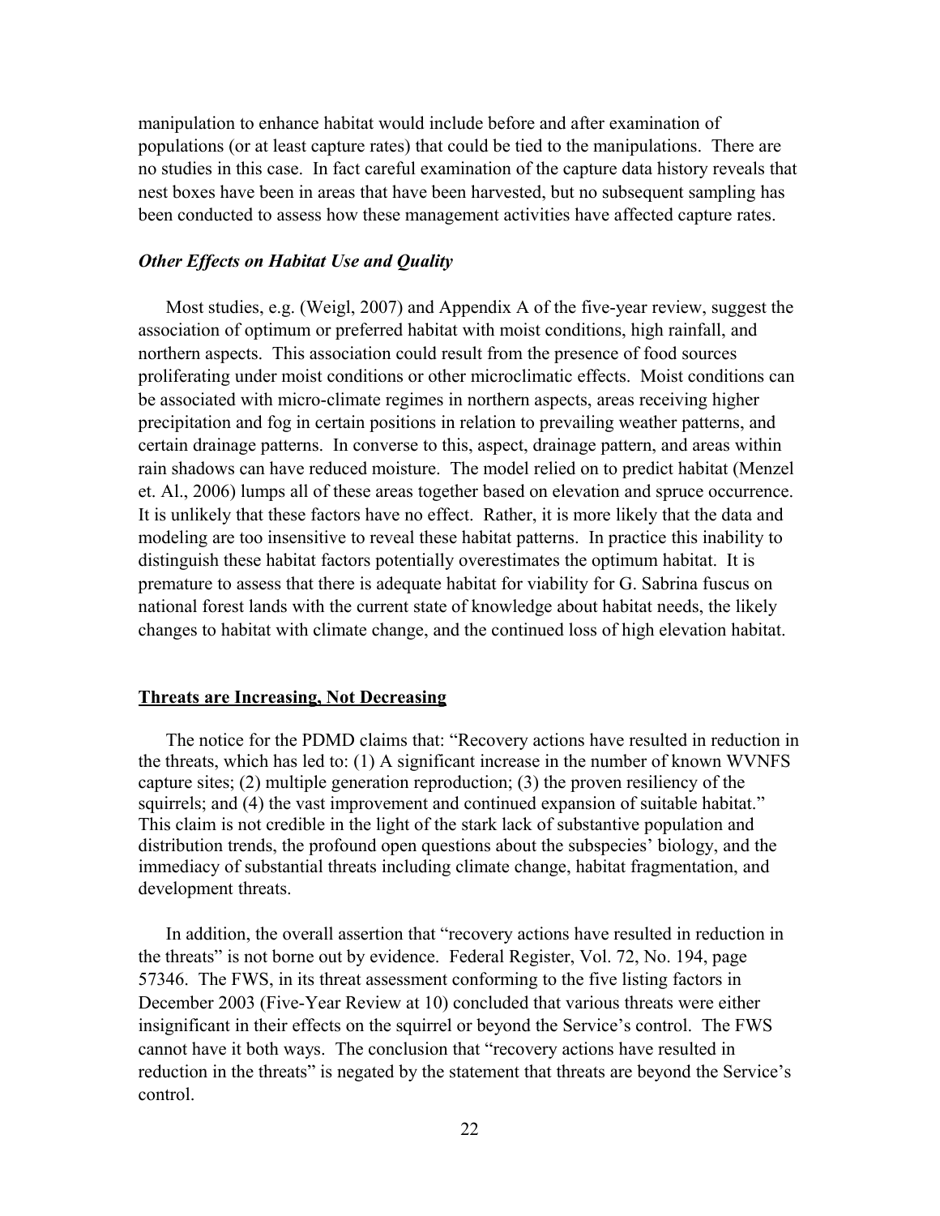manipulation to enhance habitat would include before and after examination of populations (or at least capture rates) that could be tied to the manipulations. There are no studies in this case. In fact careful examination of the capture data history reveals that nest boxes have been in areas that have been harvested, but no subsequent sampling has been conducted to assess how these management activities have affected capture rates.

### *Other Effects on Habitat Use and Quality*

Most studies, e.g. (Weigl, 2007) and Appendix A of the five-year review, suggest the association of optimum or preferred habitat with moist conditions, high rainfall, and northern aspects. This association could result from the presence of food sources proliferating under moist conditions or other microclimatic effects. Moist conditions can be associated with micro-climate regimes in northern aspects, areas receiving higher precipitation and fog in certain positions in relation to prevailing weather patterns, and certain drainage patterns. In converse to this, aspect, drainage pattern, and areas within rain shadows can have reduced moisture. The model relied on to predict habitat (Menzel et. Al., 2006) lumps all of these areas together based on elevation and spruce occurrence. It is unlikely that these factors have no effect. Rather, it is more likely that the data and modeling are too insensitive to reveal these habitat patterns. In practice this inability to distinguish these habitat factors potentially overestimates the optimum habitat. It is premature to assess that there is adequate habitat for viability for G. Sabrina fuscus on national forest lands with the current state of knowledge about habitat needs, the likely changes to habitat with climate change, and the continued loss of high elevation habitat.

## **Threats are Increasing, Not Decreasing**

The notice for the PDMD claims that: "Recovery actions have resulted in reduction in the threats, which has led to: (1) A significant increase in the number of known WVNFS capture sites; (2) multiple generation reproduction; (3) the proven resiliency of the squirrels; and (4) the vast improvement and continued expansion of suitable habitat." This claim is not credible in the light of the stark lack of substantive population and distribution trends, the profound open questions about the subspecies' biology, and the immediacy of substantial threats including climate change, habitat fragmentation, and development threats.

In addition, the overall assertion that "recovery actions have resulted in reduction in the threats" is not borne out by evidence. Federal Register, Vol. 72, No. 194, page 57346. The FWS, in its threat assessment conforming to the five listing factors in December 2003 (Five-Year Review at 10) concluded that various threats were either insignificant in their effects on the squirrel or beyond the Service's control. The FWS cannot have it both ways. The conclusion that "recovery actions have resulted in reduction in the threats" is negated by the statement that threats are beyond the Service's control.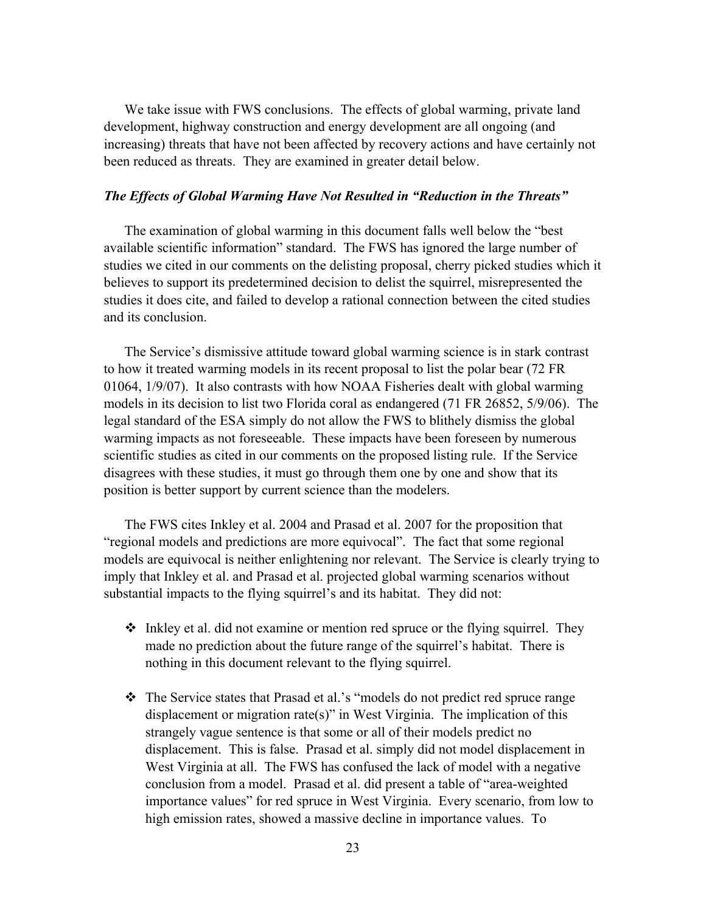We take issue with FWS conclusions. The effects of global warming, private land development, highway construction and energy development are all ongoing (and increasing) threats that have not been affected by recovery actions and have certainly not been reduced as threats. They are examined in greater detail below.

### *The Effects of Global Warming Have Not Resulted in "Reduction in the Threats"*

The examination of global warming in this document falls well below the "best available scientific information" standard. The FWS has ignored the large number of studies we cited in our comments on the delisting proposal, cherry picked studies which it believes to support its predetermined decision to delist the squirrel, misrepresented the studies it does cite, and failed to develop a rational connection between the cited studies and its conclusion.

The Service's dismissive attitude toward global warming science is in stark contrast to how it treated warming models in its recent proposal to list the polar bear (72 FR 01064, 1/9/07). It also contrasts with how NOAA Fisheries dealt with global warming models in its decision to list two Florida coral as endangered (71 FR 26852, 5/9/06). The legal standard of the ESA simply do not allow the FWS to blithely dismiss the global warming impacts as not foreseeable. These impacts have been foreseen by numerous scientific studies as cited in our comments on the proposed listing rule. If the Service disagrees with these studies, it must go through them one by one and show that its position is better support by current science than the modelers.

The FWS cites Inkley et al. 2004 and Prasad et al. 2007 for the proposition that "regional models and predictions are more equivocal". The fact that some regional models are equivocal is neither enlightening nor relevant. The Service is clearly trying to imply that Inkley et al. and Prasad et al. projected global warming scenarios without substantial impacts to the flying squirrel's and its habitat. They did not:

- Inkley et al. did not examine or mention red spruce or the flying squirrel. They made no prediction about the future range of the squirrel's habitat. There is nothing in this document relevant to the flying squirrel.

- The Service states that Prasad et al.'s "models do not predict red spruce range displacement or migration rate(s)" in West Virginia. The implication of this strangely vague sentence is that some or all of their models predict no displacement. This is false. Prasad et al. simply did not model displacement in West Virginia at all. The FWS has confused the lack of model with a negative conclusion from a model. Prasad et al. did present a table of "area-weighted importance values" for red spruce in West Virginia. Every scenario, from low to high emission rates, showed a massive decline in importance values. To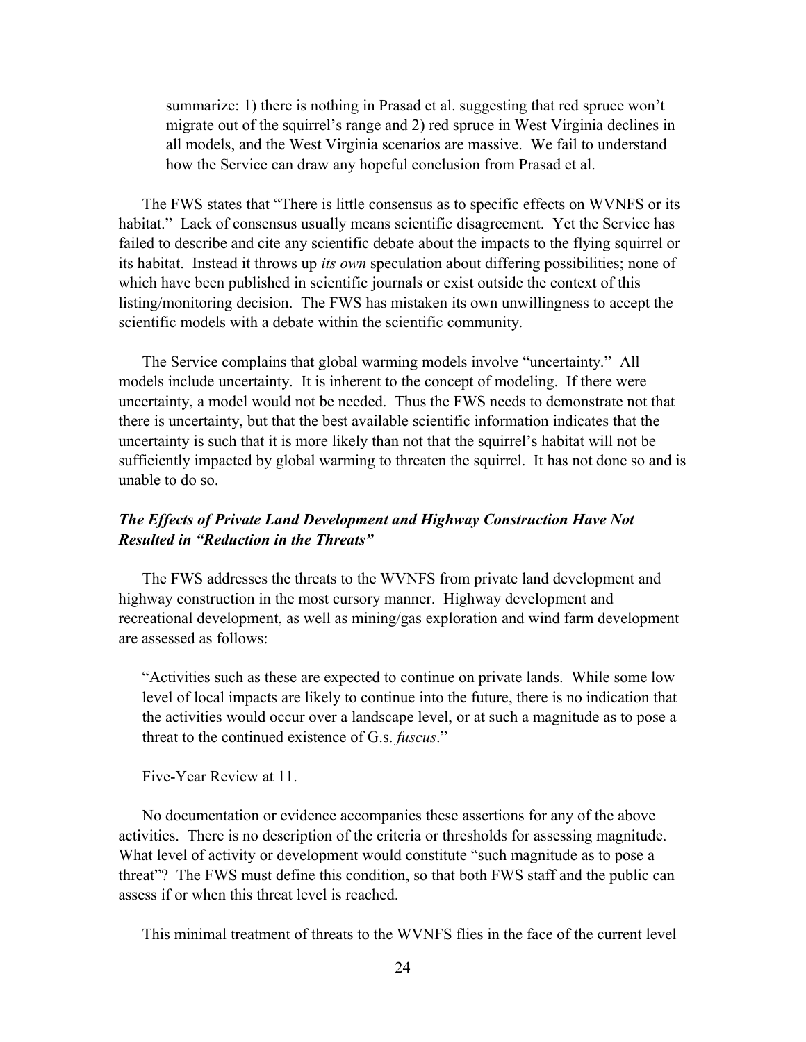summarize: 1) there is nothing in Prasad et al. suggesting that red spruce won't migrate out of the squirrel's range and 2) red spruce in West Virginia declines in all models, and the West Virginia scenarios are massive. We fail to understand how the Service can draw any hopeful conclusion from Prasad et al.

The FWS states that "There is little consensus as to specific effects on WVNFS or its habitat." Lack of consensus usually means scientific disagreement. Yet the Service has failed to describe and cite any scientific debate about the impacts to the flying squirrel or its habitat. Instead it throws up *its own* speculation about differing possibilities; none of which have been published in scientific journals or exist outside the context of this listing/monitoring decision. The FWS has mistaken its own unwillingness to accept the scientific models with a debate within the scientific community.

The Service complains that global warming models involve "uncertainty." All models include uncertainty. It is inherent to the concept of modeling. If there were uncertainty, a model would not be needed. Thus the FWS needs to demonstrate not that there is uncertainty, but that the best available scientific information indicates that the uncertainty is such that it is more likely than not that the squirrel's habitat will not be sufficiently impacted by global warming to threaten the squirrel. It has not done so and is unable to do so.

### *The Effects of Private Land Development and Highway Construction Have Not Resulted in "Reduction in the Threats"*

The FWS addresses the threats to the WVNFS from private land development and highway construction in the most cursory manner. Highway development and recreational development, as well as mining/gas exploration and wind farm development are assessed as follows:

> "Activities such as these are expected to continue on private lands. While some low level of local impacts are likely to continue into the future, there is no indication that the activities would occur over a landscape level, or at such a magnitude as to pose a threat to the continued existence of G.s. *fuscus*."
>
> Five-Year Review at 11.

No documentation or evidence accompanies these assertions for any of the above activities. There is no description of the criteria or thresholds for assessing magnitude. What level of activity or development would constitute "such magnitude as to pose a threat"? The FWS must define this condition, so that both FWS staff and the public can assess if or when this threat level is reached.

This minimal treatment of threats to the WVNFS flies in the face of the current level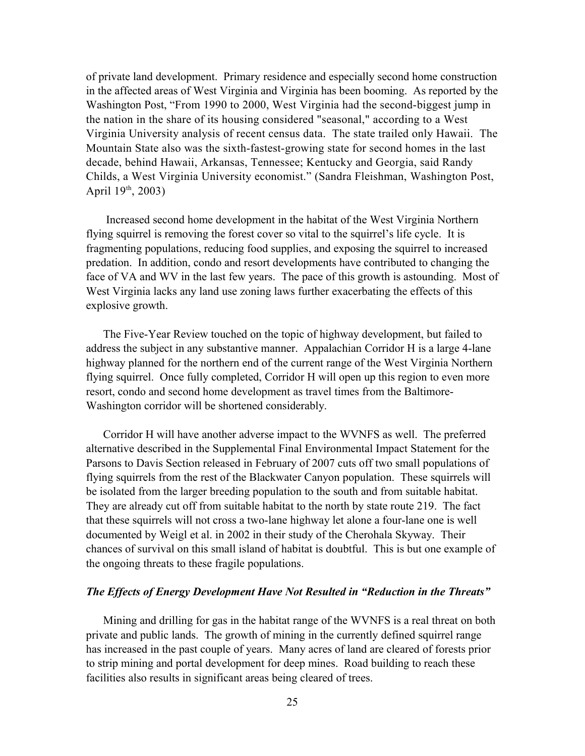of private land development. Primary residence and especially second home construction in the affected areas of West Virginia and Virginia has been booming. As reported by the Washington Post, "From 1990 to 2000, West Virginia had the second-biggest jump in the nation in the share of its housing considered "seasonal," according to a West Virginia University analysis of recent census data. The state trailed only Hawaii. The Mountain State also was the sixth-fastest-growing state for second homes in the last decade, behind Hawaii, Arkansas, Tennessee; Kentucky and Georgia, said Randy Childs, a West Virginia University economist." (Sandra Fleishman, Washington Post, April 19th, 2003)

Increased second home development in the habitat of the West Virginia Northern flying squirrel is removing the forest cover so vital to the squirrel's life cycle. It is fragmenting populations, reducing food supplies, and exposing the squirrel to increased predation. In addition, condo and resort developments have contributed to changing the face of VA and WV in the last few years. The pace of this growth is astounding. Most of West Virginia lacks any land use zoning laws further exacerbating the effects of this explosive growth.

The Five-Year Review touched on the topic of highway development, but failed to address the subject in any substantive manner. Appalachian Corridor H is a large 4-lane highway planned for the northern end of the current range of the West Virginia Northern flying squirrel. Once fully completed, Corridor H will open up this region to even more resort, condo and second home development as travel times from the Baltimore-Washington corridor will be shortened considerably.

Corridor H will have another adverse impact to the WVNFS as well. The preferred alternative described in the Supplemental Final Environmental Impact Statement for the Parsons to Davis Section released in February of 2007 cuts off two small populations of flying squirrels from the rest of the Blackwater Canyon population. These squirrels will be isolated from the larger breeding population to the south and from suitable habitat. They are already cut off from suitable habitat to the north by state route 219. The fact that these squirrels will not cross a two-lane highway let alone a four-lane one is well documented by Weigl et al. in 2002 in their study of the Cherohala Skyway. Their chances of survival on this small island of habitat is doubtful. This is but one example of the ongoing threats to these fragile populations.

### *The Effects of Energy Development Have Not Resulted in "Reduction in the Threats"*

Mining and drilling for gas in the habitat range of the WVNFS is a real threat on both private and public lands. The growth of mining in the currently defined squirrel range has increased in the past couple of years. Many acres of land are cleared of forests prior to strip mining and portal development for deep mines. Road building to reach these facilities also results in significant areas being cleared of trees.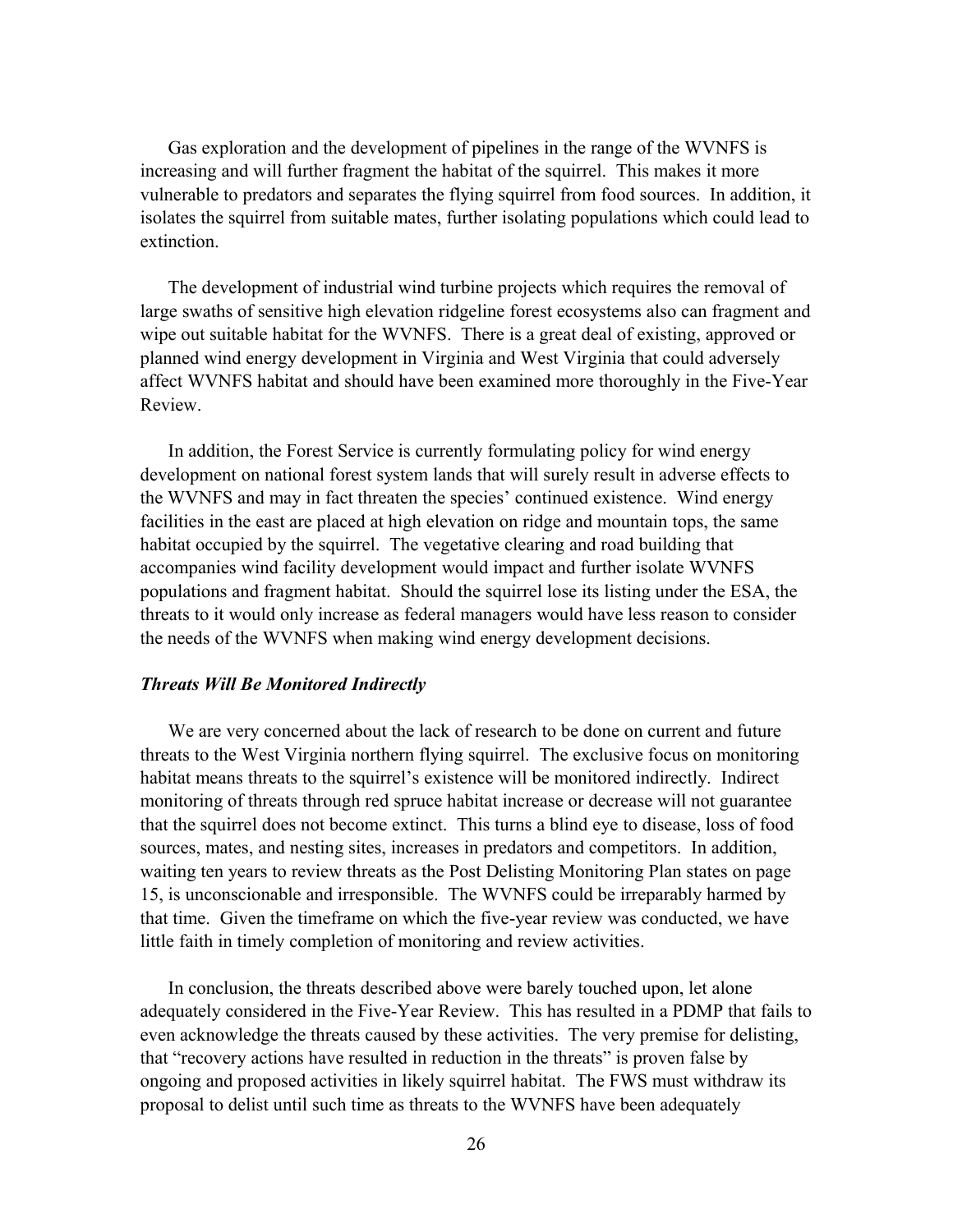Gas exploration and the development of pipelines in the range of the WVNFS is increasing and will further fragment the habitat of the squirrel. This makes it more vulnerable to predators and separates the flying squirrel from food sources. In addition, it isolates the squirrel from suitable mates, further isolating populations which could lead to extinction.

The development of industrial wind turbine projects which requires the removal of large swaths of sensitive high elevation ridgeline forest ecosystems also can fragment and wipe out suitable habitat for the WVNFS. There is a great deal of existing, approved or planned wind energy development in Virginia and West Virginia that could adversely affect WVNFS habitat and should have been examined more thoroughly in the Five-Year Review.

In addition, the Forest Service is currently formulating policy for wind energy development on national forest system lands that will surely result in adverse effects to the WVNFS and may in fact threaten the species' continued existence. Wind energy facilities in the east are placed at high elevation on ridge and mountain tops, the same habitat occupied by the squirrel. The vegetative clearing and road building that accompanies wind facility development would impact and further isolate WVNFS populations and fragment habitat. Should the squirrel lose its listing under the ESA, the threats to it would only increase as federal managers would have less reason to consider the needs of the WVNFS when making wind energy development decisions.

***Threats Will Be Monitored Indirectly***

We are very concerned about the lack of research to be done on current and future threats to the West Virginia northern flying squirrel. The exclusive focus on monitoring habitat means threats to the squirrel's existence will be monitored indirectly. Indirect monitoring of threats through red spruce habitat increase or decrease will not guarantee that the squirrel does not become extinct. This turns a blind eye to disease, loss of food sources, mates, and nesting sites, increases in predators and competitors. In addition, waiting ten years to review threats as the Post Delisting Monitoring Plan states on page 15, is unconscionable and irresponsible. The WVNFS could be irreparably harmed by that time. Given the timeframe on which the five-year review was conducted, we have little faith in timely completion of monitoring and review activities.

In conclusion, the threats described above were barely touched upon, let alone adequately considered in the Five-Year Review. This has resulted in a PDMP that fails to even acknowledge the threats caused by these activities. The very premise for delisting, that "recovery actions have resulted in reduction in the threats" is proven false by ongoing and proposed activities in likely squirrel habitat. The FWS must withdraw its proposal to delist until such time as threats to the WVNFS have been adequately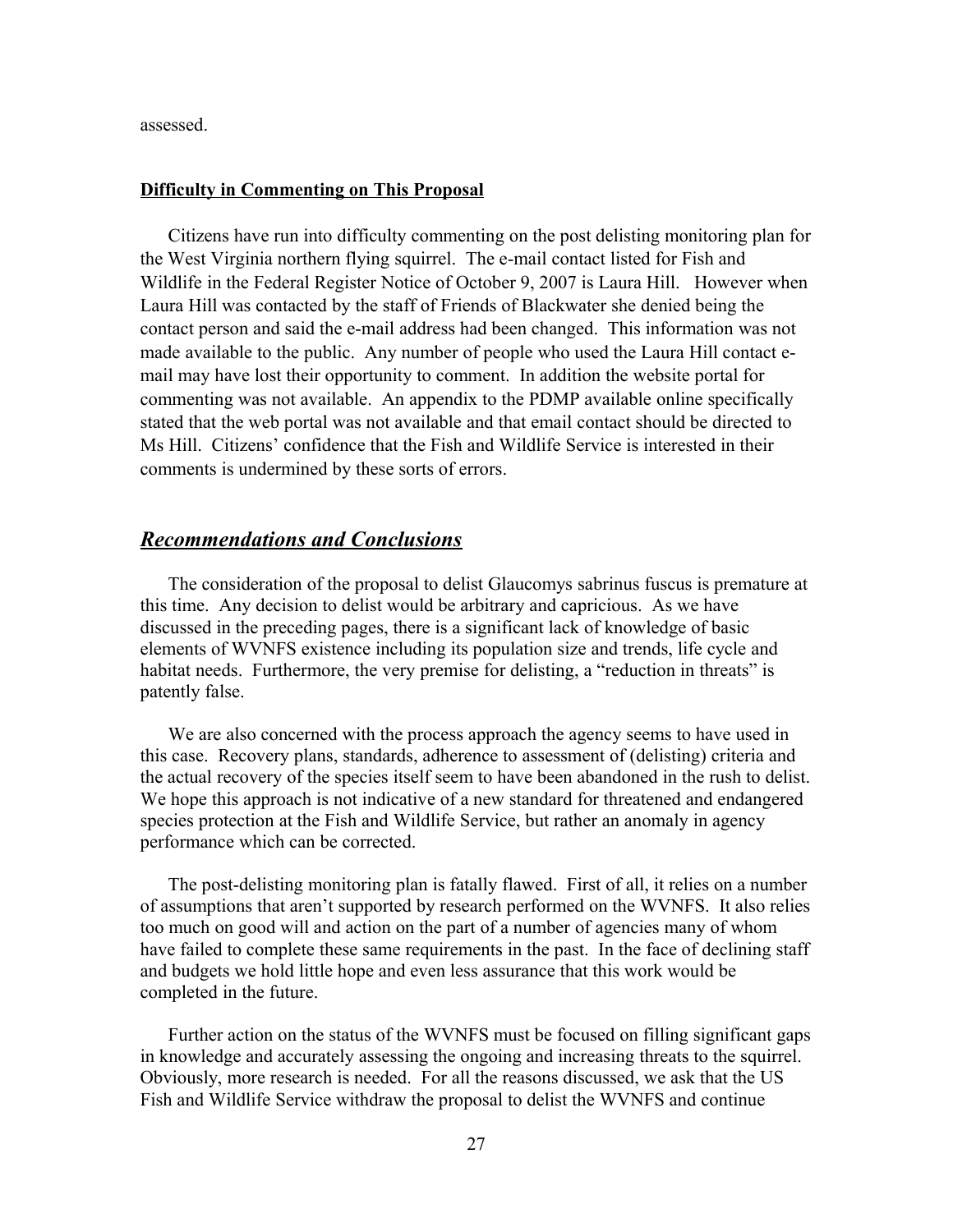assessed.

**Difficulty in Commenting on This Proposal**

Citizens have run into difficulty commenting on the post delisting monitoring plan for the West Virginia northern flying squirrel. The e-mail contact listed for Fish and Wildlife in the Federal Register Notice of October 9, 2007 is Laura Hill. However when Laura Hill was contacted by the staff of Friends of Blackwater she denied being the contact person and said the e-mail address had been changed. This information was not made available to the public. Any number of people who used the Laura Hill contact e-mail may have lost their opportunity to comment. In addition the website portal for commenting was not available. An appendix to the PDMP available online specifically stated that the web portal was not available and that email contact should be directed to Ms Hill. Citizens' confidence that the Fish and Wildlife Service is interested in their comments is undermined by these sorts of errors.

## ***Recommendations and Conclusions***

The consideration of the proposal to delist Glaucomys sabrinus fuscus is premature at this time. Any decision to delist would be arbitrary and capricious. As we have discussed in the preceding pages, there is a significant lack of knowledge of basic elements of WVNFS existence including its population size and trends, life cycle and habitat needs. Furthermore, the very premise for delisting, a "reduction in threats" is patently false.

We are also concerned with the process approach the agency seems to have used in this case. Recovery plans, standards, adherence to assessment of (delisting) criteria and the actual recovery of the species itself seem to have been abandoned in the rush to delist. We hope this approach is not indicative of a new standard for threatened and endangered species protection at the Fish and Wildlife Service, but rather an anomaly in agency performance which can be corrected.

The post-delisting monitoring plan is fatally flawed. First of all, it relies on a number of assumptions that aren't supported by research performed on the WVNFS. It also relies too much on good will and action on the part of a number of agencies many of whom have failed to complete these same requirements in the past. In the face of declining staff and budgets we hold little hope and even less assurance that this work would be completed in the future.

Further action on the status of the WVNFS must be focused on filling significant gaps in knowledge and accurately assessing the ongoing and increasing threats to the squirrel. Obviously, more research is needed. For all the reasons discussed, we ask that the US Fish and Wildlife Service withdraw the proposal to delist the WVNFS and continue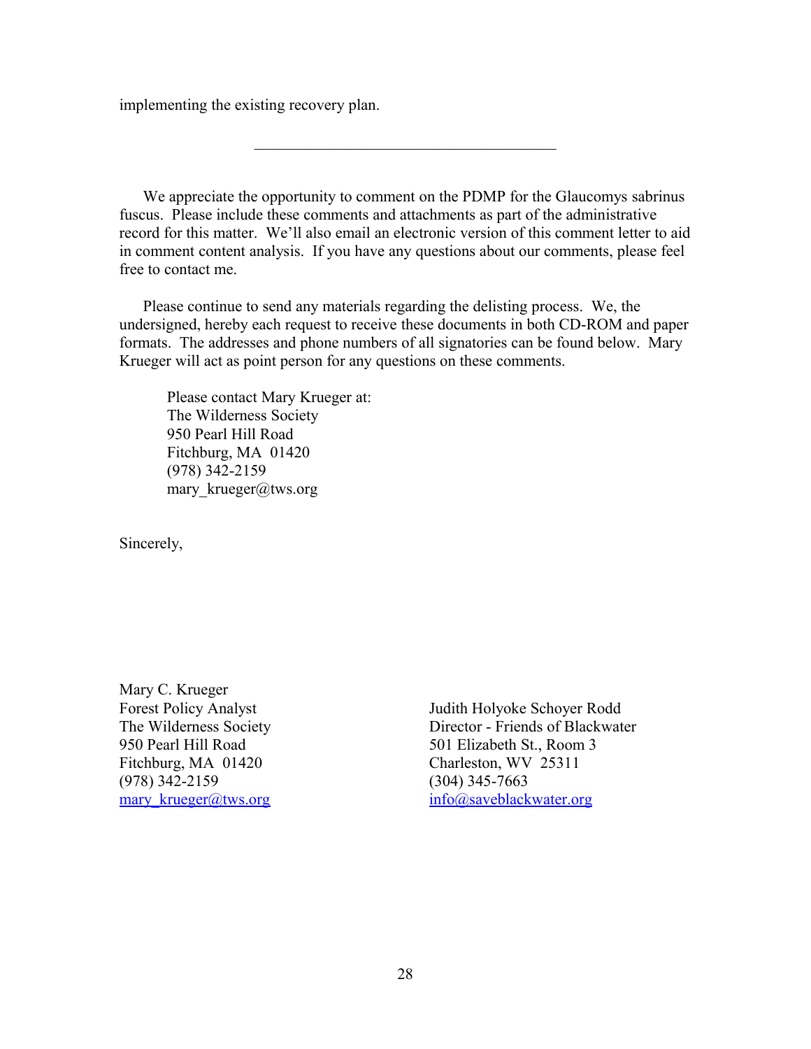implementing the existing recovery plan.

---

We appreciate the opportunity to comment on the PDMP for the Glaucomys sabrinus fuscus. Please include these comments and attachments as part of the administrative record for this matter. We'll also email an electronic version of this comment letter to aid in comment content analysis. If you have any questions about our comments, please feel free to contact me.

Please continue to send any materials regarding the delisting process. We, the undersigned, hereby each request to receive these documents in both CD-ROM and paper formats. The addresses and phone numbers of all signatories can be found below. Mary Krueger will act as point person for any questions on these comments.

Please contact Mary Krueger at:
The Wilderness Society
950 Pearl Hill Road
Fitchburg, MA 01420
(978) 342-2159
mary_krueger@tws.org

Sincerely,

Mary C. Krueger
Forest Policy Analyst
The Wilderness Society
950 Pearl Hill Road
Fitchburg, MA 01420
(978) 342-2159
mary_krueger@tws.org

Judith Holyoke Schoyer Rodd
Director - Friends of Blackwater
501 Elizabeth St., Room 3
Charleston, WV 25311
(304) 345-7663
info@saveblackwater.org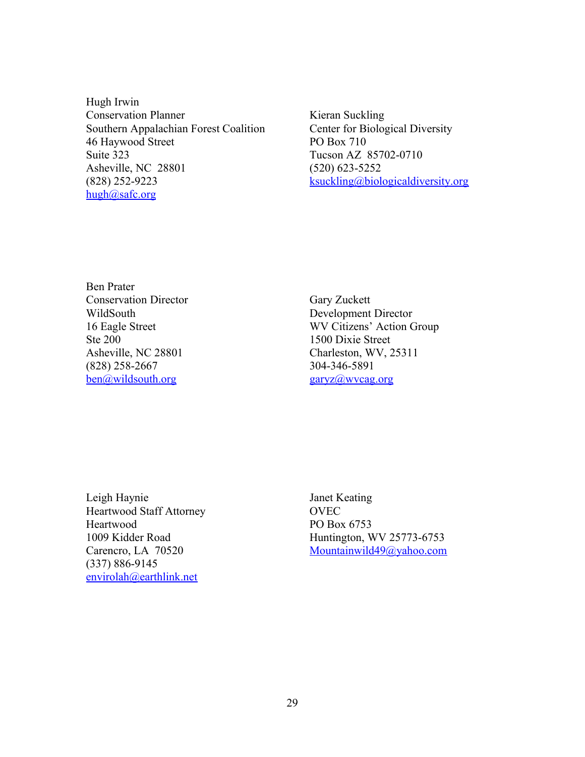Hugh Irwin
Conservation Planner
Southern Appalachian Forest Coalition
46 Haywood Street
Suite 323
Asheville, NC 28801
(828) 252-9223
hugh@safc.org

Kieran Suckling
Center for Biological Diversity
PO Box 710
Tucson AZ 85702-0710
(520) 623-5252
ksuckling@biologicaldiversity.org

Ben Prater
Conservation Director
WildSouth
16 Eagle Street
Ste 200
Asheville, NC 28801
(828) 258-2667
ben@wildsouth.org

Gary Zuckett
Development Director
WV Citizens' Action Group
1500 Dixie Street
Charleston, WV, 25311
304-346-5891
garyz@wvcag.org

Leigh Haynie
Heartwood Staff Attorney
Heartwood
1009 Kidder Road
Carencro, LA 70520
(337) 886-9145
envirolah@earthlink.net

Janet Keating
OVEC
PO Box 6753
Huntington, WV 25773-6753
Mountainwild49@yahoo.com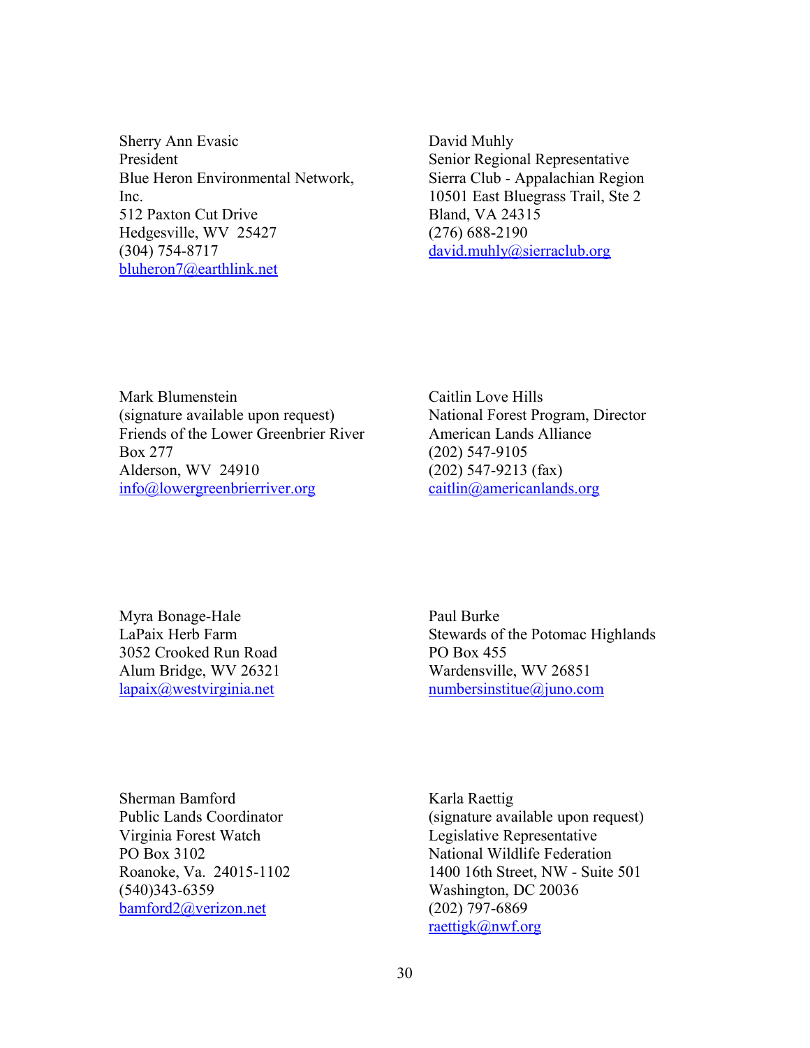Sherry Ann Evasic
President
Blue Heron Environmental Network, Inc.
512 Paxton Cut Drive
Hedgesville, WV 25427
(304) 754-8717
bluheron7@earthlink.net

David Muhly
Senior Regional Representative
Sierra Club - Appalachian Region
10501 East Bluegrass Trail, Ste 2
Bland, VA 24315
(276) 688-2190
david.muhly@sierraclub.org

Mark Blumenstein
(signature available upon request)
Friends of the Lower Greenbrier River
Box 277
Alderson, WV 24910
info@lowergreenbrierriver.org

Caitlin Love Hills
National Forest Program, Director
American Lands Alliance
(202) 547-9105
(202) 547-9213 (fax)
caitlin@americanlands.org

Myra Bonage-Hale
LaPaix Herb Farm
3052 Crooked Run Road
Alum Bridge, WV 26321
lapaix@westvirginia.net

Paul Burke
Stewards of the Potomac Highlands
PO Box 455
Wardensville, WV 26851
numbersinstitue@juno.com

Sherman Bamford
Public Lands Coordinator
Virginia Forest Watch
PO Box 3102
Roanoke, Va. 24015-1102
(540)343-6359
bamford2@verizon.net

Karla Raettig
(signature available upon request)
Legislative Representative
National Wildlife Federation
1400 16th Street, NW - Suite 501
Washington, DC 20036
(202) 797-6869
raettigk@nwf.org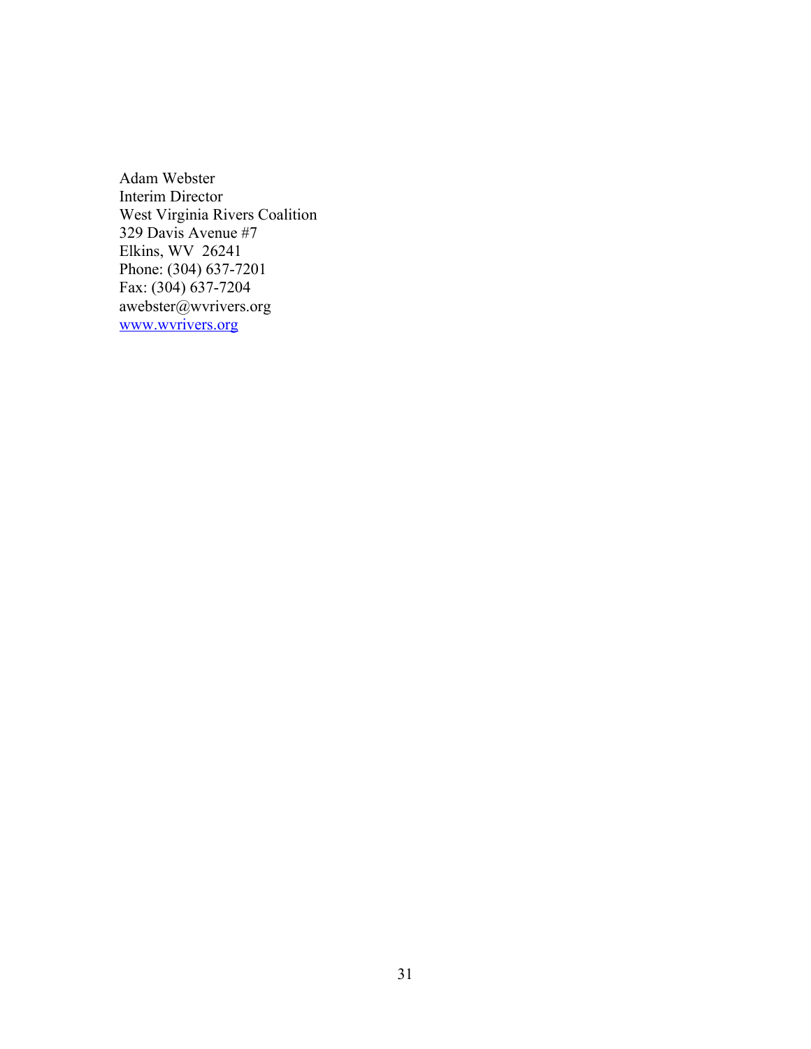Adam Webster
Interim Director
West Virginia Rivers Coalition
329 Davis Avenue #7
Elkins, WV 26241
Phone: (304) 637-7201
Fax: (304) 637-7204
awebster@wvrivers.org
[www.wvrivers.org](http://www.wvrivers.org)